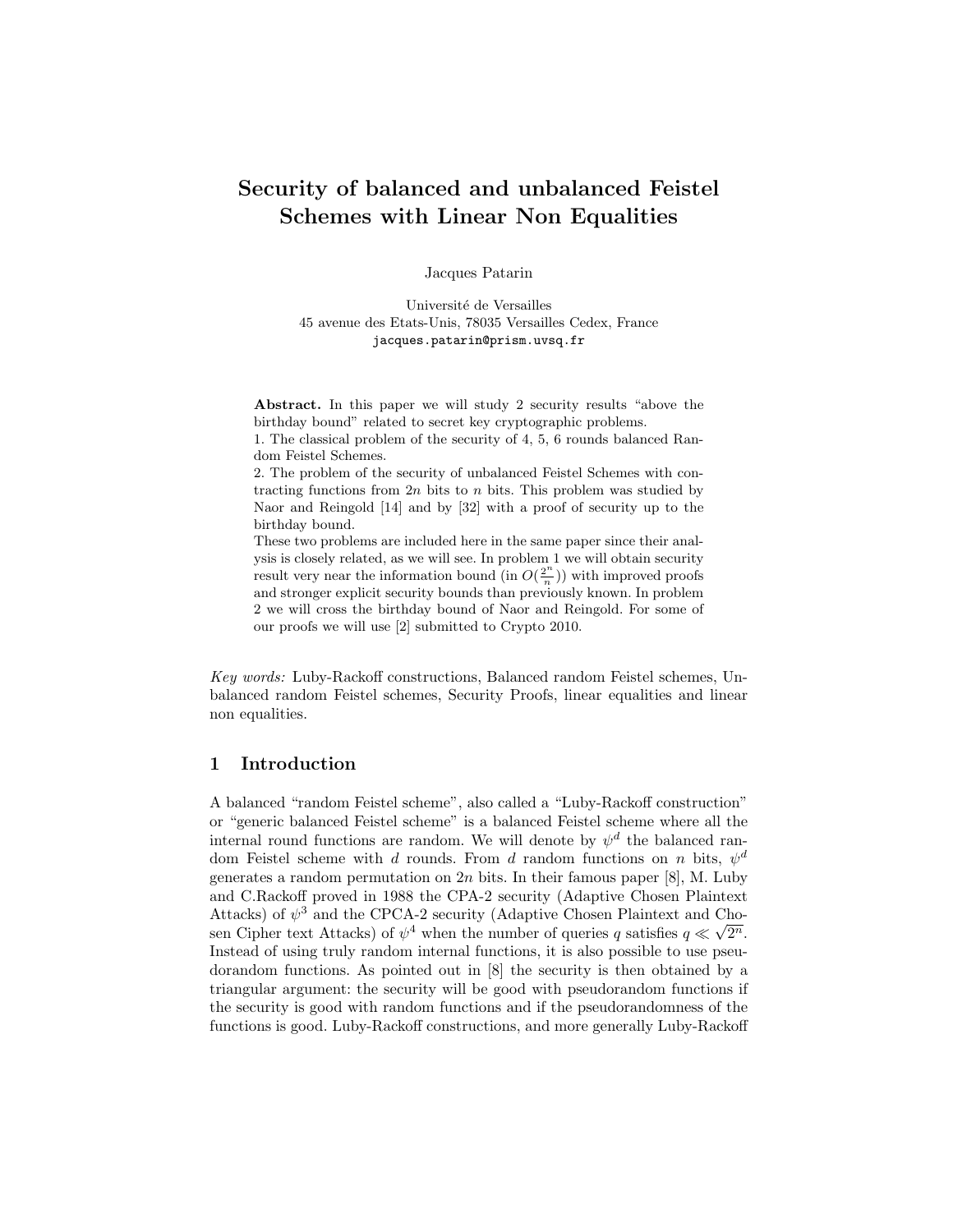# Security of balanced and unbalanced Feistel Schemes with Linear Non Equalities

Jacques Patarin

Université de Versailles
45 avenue des Etats-Unis, 78035 Versailles Cedex, France
jacques.patarin@prism.uvsq.fr

**Abstract.** In this paper we will study 2 security results "above the birthday bound" related to secret key cryptographic problems.
1. The classical problem of the security of 4, 5, 6 rounds balanced Random Feistel Schemes.
2. The problem of the security of unbalanced Feistel Schemes with contracting functions from $2n$ bits to $n$ bits. This problem was studied by Naor and Reingold [14] and by [32] with a proof of security up to the birthday bound.
These two problems are included here in the same paper since their analysis is closely related, as we will see. In problem 1 we will obtain security result very near the information bound (in $O(\frac{2^n}{n})$) with improved proofs and stronger explicit security bounds than previously known. In problem 2 we will cross the birthday bound of Naor and Reingold. For some of our proofs we will use [2] submitted to Crypto 2010.

*Key words:* Luby-Rackoff constructions, Balanced random Feistel schemes, Unbalanced random Feistel schemes, Security Proofs, linear equalities and linear non equalities.

## 1 Introduction

A balanced "random Feistel scheme", also called a "Luby-Rackoff construction" or "generic balanced Feistel scheme" is a balanced Feistel scheme where all the internal round functions are random. We will denote by $\psi^d$ the balanced random Feistel scheme with $d$ rounds. From $d$ random functions on $n$ bits, $\psi^d$ generates a random permutation on $2n$ bits. In their famous paper [8], M. Luby and C.Rackoff proved in 1988 the CPA-2 security (Adaptive Chosen Plaintext Attacks) of $\psi^3$ and the CPCA-2 security (Adaptive Chosen Plaintext and Chosen Cipher text Attacks) of $\psi^4$ when the number of queries $q$ satisfies $q \ll \sqrt{2^n}$. Instead of using truly random internal functions, it is also possible to use pseudorandom functions. As pointed out in [8] the security is then obtained by a triangular argument: the security will be good with pseudorandom functions if the security is good with random functions and if the pseudorandomness of the functions is good. Luby-Rackoff constructions, and more generally Luby-Rackoff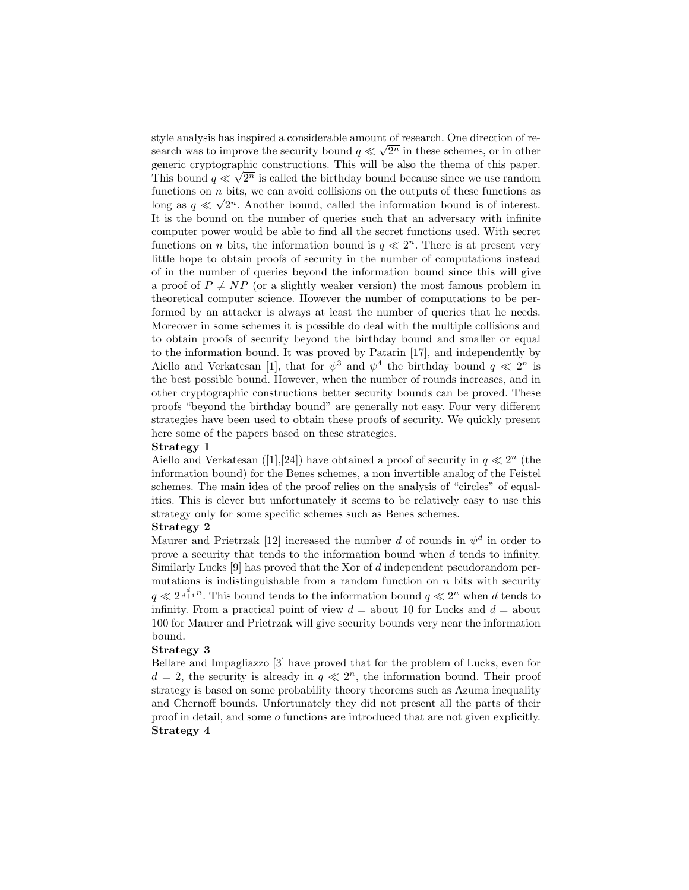style analysis has inspired a considerable amount of research. One direction of research was to improve the security bound $q \ll \sqrt{2^n}$ in these schemes, or in other generic cryptographic constructions. This will be also the thema of this paper. This bound $q \ll \sqrt{2^n}$ is called the birthday bound because since we use random functions on $n$ bits, we can avoid collisions on the outputs of these functions as long as $q \ll \sqrt{2^n}$. Another bound, called the information bound is of interest. It is the bound on the number of queries such that an adversary with infinite computer power would be able to find all the secret functions used. With secret functions on $n$ bits, the information bound is $q \ll 2^n$. There is at present very little hope to obtain proofs of security in the number of computations instead of in the number of queries beyond the information bound since this will give a proof of $P \neq NP$ (or a slightly weaker version) the most famous problem in theoretical computer science. However the number of computations to be performed by an attacker is always at least the number of queries that he needs. Moreover in some schemes it is possible do deal with the multiple collisions and to obtain proofs of security beyond the birthday bound and smaller or equal to the information bound. It was proved by Patarin [17], and independently by Aiello and Verkatesan [1], that for $\psi^3$ and $\psi^4$ the birthday bound $q \ll 2^n$ is the best possible bound. However, when the number of rounds increases, and in other cryptographic constructions better security bounds can be proved. These proofs "beyond the birthday bound" are generally not easy. Four very different strategies have been used to obtain these proofs of security. We quickly present here some of the papers based on these strategies.

**Strategy 1**

Aiello and Verkatesan ([1],[24]) have obtained a proof of security in $q \ll 2^n$ (the information bound) for the Benes schemes, a non invertible analog of the Feistel schemes. The main idea of the proof relies on the analysis of "circles" of equalities. This is clever but unfortunately it seems to be relatively easy to use this strategy only for some specific schemes such as Benes schemes.

**Strategy 2**

Maurer and Prietrzak [12] increased the number $d$ of rounds in $\psi^d$ in order to prove a security that tends to the information bound when $d$ tends to infinity. Similarly Lucks [9] has proved that the Xor of $d$ independent pseudorandom permutations is indistinguishable from a random function on $n$ bits with security $q \ll 2^{\frac{d}{d+1}n}$. This bound tends to the information bound $q \ll 2^n$ when $d$ tends to infinity. From a practical point of view $d =$ about 10 for Lucks and $d =$ about 100 for Maurer and Prietrzak will give security bounds very near the information bound.

**Strategy 3**

Bellare and Impagliazzo [3] have proved that for the problem of Lucks, even for $d = 2$, the security is already in $q \ll 2^n$, the information bound. Their proof strategy is based on some probability theory theorems such as Azuma inequality and Chernoff bounds. Unfortunately they did not present all the parts of their proof in detail, and some $o$ functions are introduced that are not given explicitly.

**Strategy 4**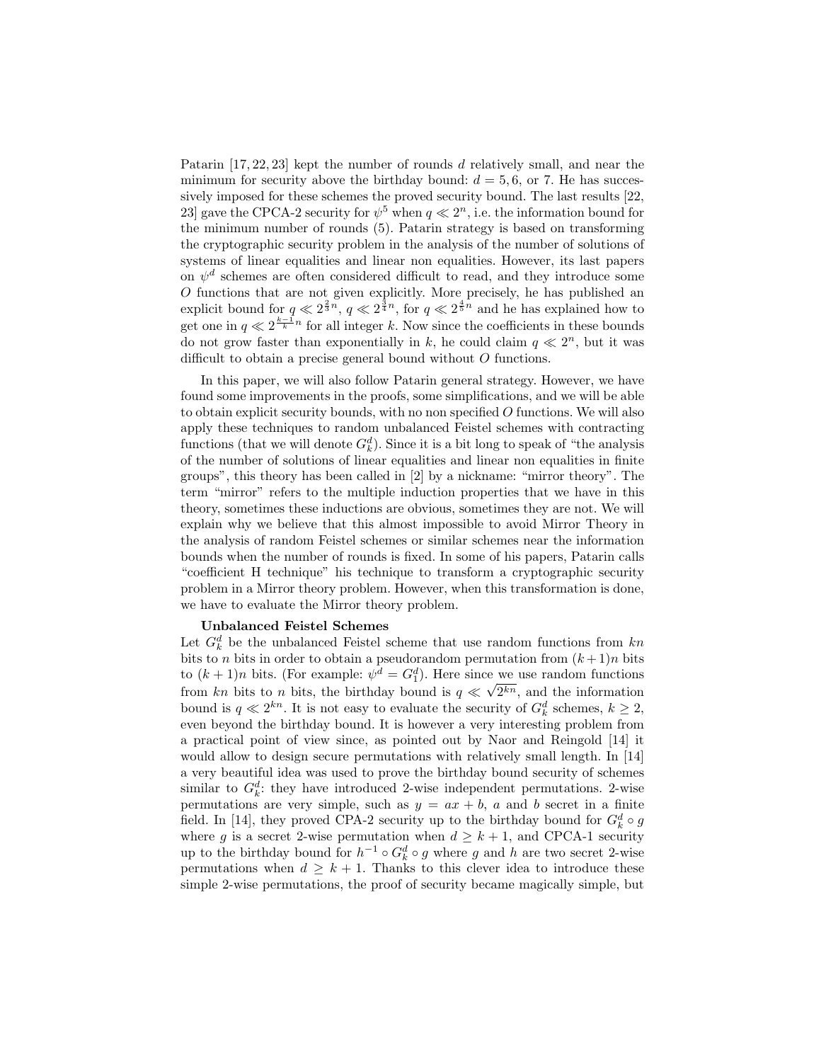Patarin [17, 22, 23] kept the number of rounds $d$ relatively small, and near the minimum for security above the birthday bound: $d = 5, 6$, or 7. He has successively imposed for these schemes the proved security bound. The last results [22, 23] gave the CPCA-2 security for $\psi^5$ when $q \ll 2^n$, i.e. the information bound for the minimum number of rounds (5). Patarin strategy is based on transforming the cryptographic security problem in the analysis of the number of solutions of systems of linear equalities and linear non equalities. However, its last papers on $\psi^d$ schemes are often considered difficult to read, and they introduce some $O$ functions that are not given explicitly. More precisely, he has published an explicit bound for $q \ll 2^{\frac{2}{3}n}$, $q \ll 2^{\frac{3}{4}n}$, for $q \ll 2^{\frac{4}{5}n}$ and he has explained how to get one in $q \ll 2^{\frac{k-1}{k}n}$ for all integer $k$. Now since the coefficients in these bounds do not grow faster than exponentially in $k$, he could claim $q \ll 2^n$, but it was difficult to obtain a precise general bound without $O$ functions.

In this paper, we will also follow Patarin general strategy. However, we have found some improvements in the proofs, some simplifications, and we will be able to obtain explicit security bounds, with no non specified $O$ functions. We will also apply these techniques to random unbalanced Feistel schemes with contracting functions (that we will denote $G_k^d$). Since it is a bit long to speak of "the analysis of the number of solutions of linear equalities and linear non equalities in finite groups", this theory has been called in [2] by a nickname: "mirror theory". The term "mirror" refers to the multiple induction properties that we have in this theory, sometimes these inductions are obvious, sometimes they are not. We will explain why we believe that this almost impossible to avoid Mirror Theory in the analysis of random Feistel schemes or similar schemes near the information bounds when the number of rounds is fixed. In some of his papers, Patarin calls "coefficient H technique" his technique to transform a cryptographic security problem in a Mirror theory problem. However, when this transformation is done, we have to evaluate the Mirror theory problem.

**Unbalanced Feistel Schemes**

Let $G_k^d$ be the unbalanced Feistel scheme that use random functions from $kn$ bits to $n$ bits in order to obtain a pseudorandom permutation from $(k+1)n$ bits to $(k+1)n$ bits. (For example: $\psi^d = G_1^d$). Here since we use random functions from $kn$ bits to $n$ bits, the birthday bound is $q \ll \sqrt{2^{kn}}$, and the information bound is $q \ll 2^{kn}$. It is not easy to evaluate the security of $G_k^d$ schemes, $k \geq 2$, even beyond the birthday bound. It is however a very interesting problem from a practical point of view since, as pointed out by Naor and Reingold [14] it would allow to design secure permutations with relatively small length. In [14] a very beautiful idea was used to prove the birthday bound security of schemes similar to $G_k^d$: they have introduced 2-wise independent permutations. 2-wise permutations are very simple, such as $y = ax + b$, $a$ and $b$ secret in a finite field. In [14], they proved CPA-2 security up to the birthday bound for $G_k^d \circ g$ where $g$ is a secret 2-wise permutation when $d \geq k+1$, and CPCA-1 security up to the birthday bound for $h^{-1} \circ G_k^d \circ g$ where $g$ and $h$ are two secret 2-wise permutations when $d \geq k+1$. Thanks to this clever idea to introduce these simple 2-wise permutations, the proof of security became magically simple, but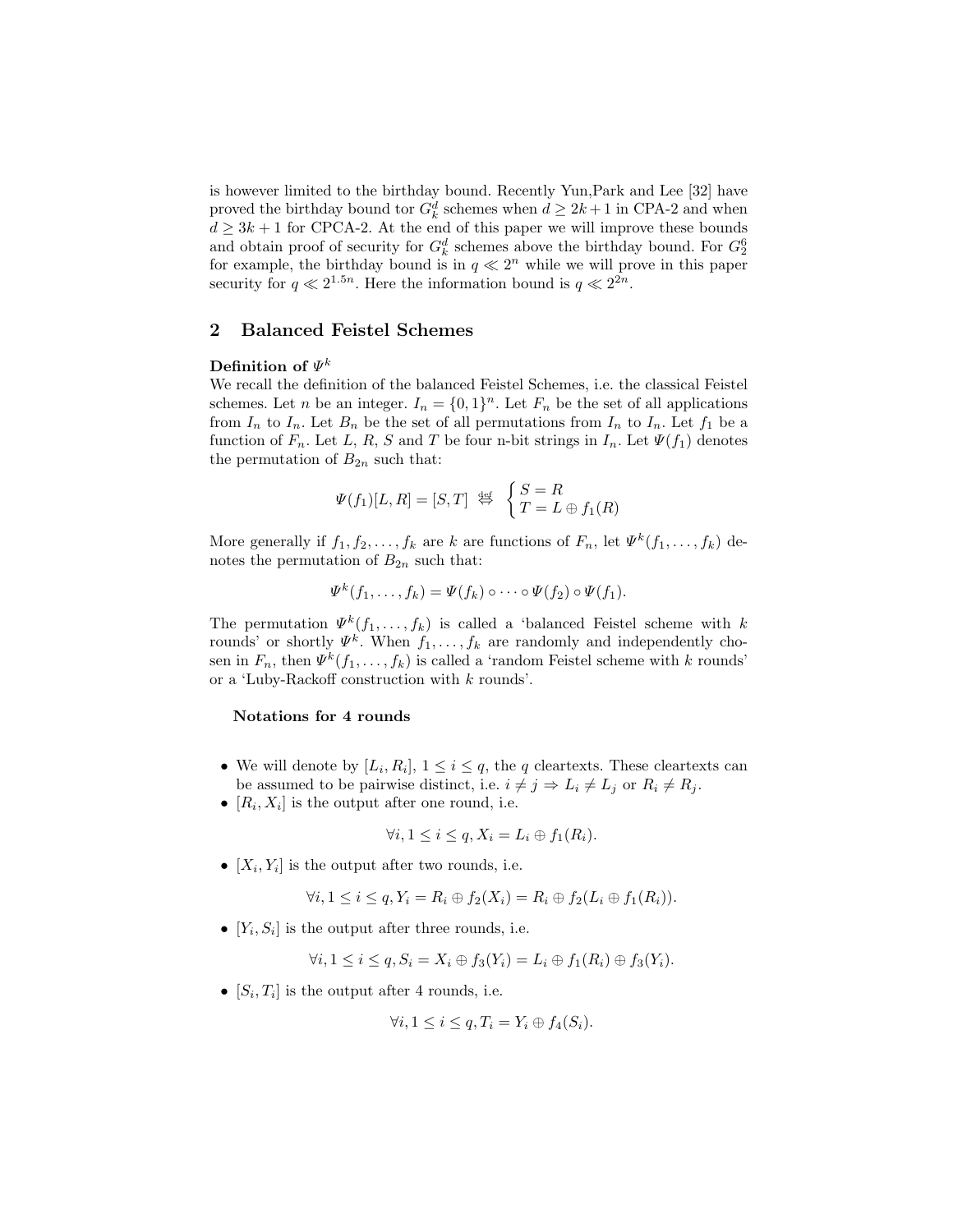is however limited to the birthday bound. Recently Yun,Park and Lee [32] have proved the birthday bound tor $G_k^d$ schemes when $d \geq 2k+1$ in CPA-2 and when $d \geq 3k+1$ for CPCA-2. At the end of this paper we will improve these bounds and obtain proof of security for $G_k^d$ schemes above the birthday bound. For $G_2^6$ for example, the birthday bound is in $q \ll 2^n$ while we will prove in this paper security for $q \ll 2^{1.5n}$. Here the information bound is $q \ll 2^{2n}$.

## 2 Balanced Feistel Schemes

**Definition of $\Psi^k$**

We recall the definition of the balanced Feistel Schemes, i.e. the classical Feistel schemes. Let $n$ be an integer. $I_n = \{0,1\}^n$. Let $F_n$ be the set of all applications from $I_n$ to $I_n$. Let $B_n$ be the set of all permutations from $I_n$ to $I_n$. Let $f_1$ be a function of $F_n$. Let $L$, $R$, $S$ and $T$ be four n-bit strings in $I_n$. Let $\Psi(f_1)$ denotes the permutation of $B_{2n}$ such that:

$$\Psi(f_1)[L,R] = [S,T] \overset{\text{def}}{\Leftrightarrow} \begin{cases} S = R \\ T = L \oplus f_1(R) \end{cases}$$

More generally if $f_1, f_2, \ldots, f_k$ are $k$ are functions of $F_n$, let $\Psi^k(f_1, \ldots, f_k)$ denotes the permutation of $B_{2n}$ such that:

$$\Psi^k(f_1, \ldots, f_k) = \Psi(f_k) \circ \cdots \circ \Psi(f_2) \circ \Psi(f_1).$$

The permutation $\Psi^k(f_1, \ldots, f_k)$ is called a 'balanced Feistel scheme with $k$ rounds' or shortly $\Psi^k$. When $f_1, \ldots, f_k$ are randomly and independently chosen in $F_n$, then $\Psi^k(f_1, \ldots, f_k)$ is called a 'random Feistel scheme with $k$ rounds' or a 'Luby-Rackoff construction with $k$ rounds'.

**Notations for 4 rounds**

- We will denote by $[L_i, R_i]$, $1 \leq i \leq q$, the $q$ cleartexts. These cleartexts can be assumed to be pairwise distinct, i.e. $i \neq j \Rightarrow L_i \neq L_j$ or $R_i \neq R_j$.
- $[R_i, X_i]$ is the output after one round, i.e.

$$\forall i, 1 \leq i \leq q, X_i = L_i \oplus f_1(R_i).$$

- $[X_i, Y_i]$ is the output after two rounds, i.e.

$$\forall i, 1 \leq i \leq q, Y_i = R_i \oplus f_2(X_i) = R_i \oplus f_2(L_i \oplus f_1(R_i)).$$

- $[Y_i, S_i]$ is the output after three rounds, i.e.

$$\forall i, 1 \leq i \leq q, S_i = X_i \oplus f_3(Y_i) = L_i \oplus f_1(R_i) \oplus f_3(Y_i).$$

- $[S_i, T_i]$ is the output after 4 rounds, i.e.

$$\forall i, 1 \leq i \leq q, T_i = Y_i \oplus f_4(S_i).$$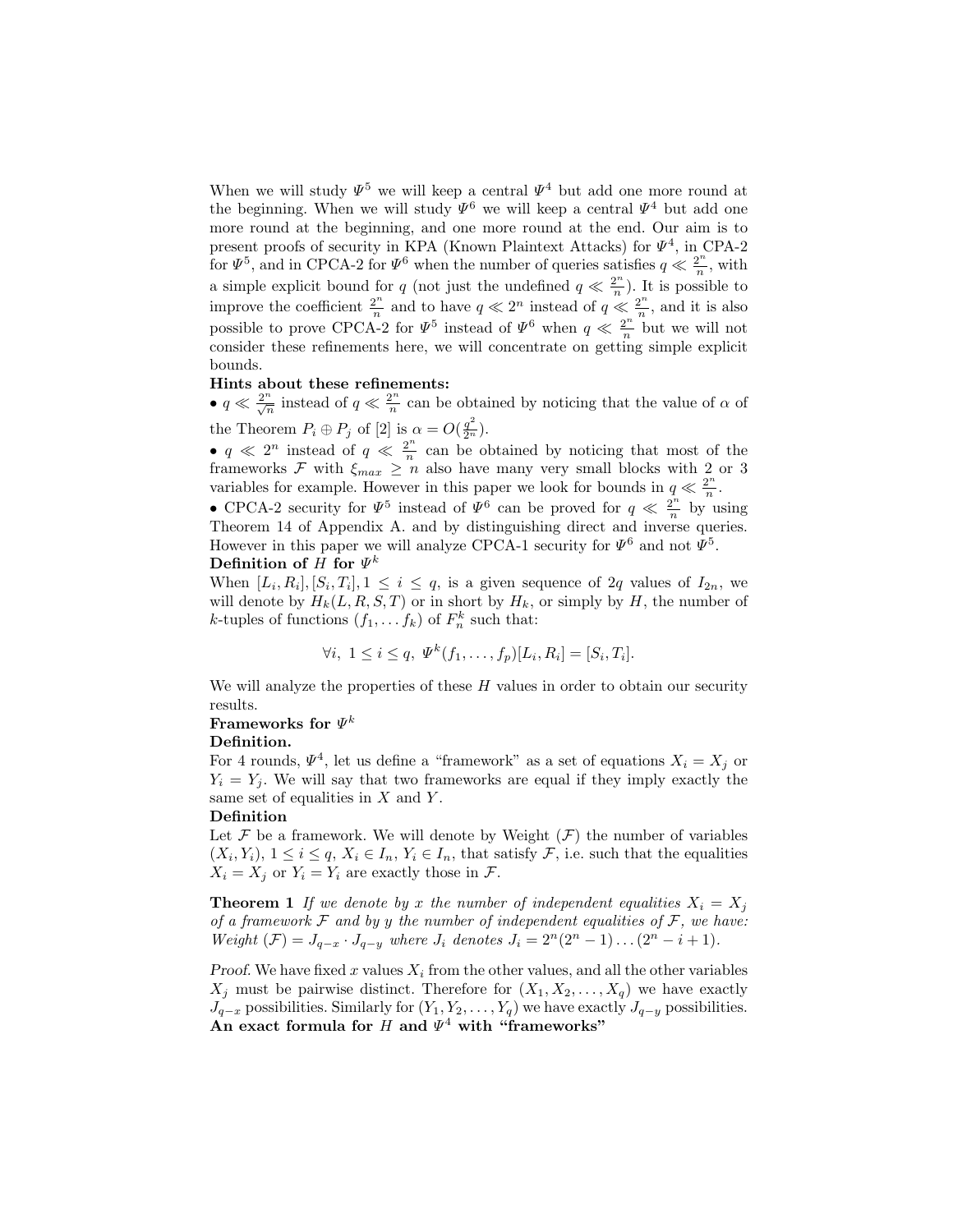When we will study $\Psi^5$ we will keep a central $\Psi^4$ but add one more round at the beginning. When we will study $\Psi^6$ we will keep a central $\Psi^4$ but add one more round at the beginning, and one more round at the end. Our aim is to present proofs of security in KPA (Known Plaintext Attacks) for $\Psi^4$, in CPA-2 for $\Psi^5$, and in CPCA-2 for $\Psi^6$ when the number of queries satisfies $q \ll \frac{2^n}{n}$, with a simple explicit bound for $q$ (not just the undefined $q \ll \frac{2^n}{n}$). It is possible to improve the coefficient $\frac{2^n}{n}$ and to have $q \ll 2^n$ instead of $q \ll \frac{2^n}{n}$, and it is also possible to prove CPCA-2 for $\Psi^5$ instead of $\Psi^6$ when $q \ll \frac{2^n}{n}$ but we will not consider these refinements here, we will concentrate on getting simple explicit bounds.

**Hints about these refinements:**

- $q \ll \frac{2^n}{\sqrt{n}}$ instead of $q \ll \frac{2^n}{n}$ can be obtained by noticing that the value of $\alpha$ of the Theorem $P_i \oplus P_j$ of [2] is $\alpha = O(\frac{q^2}{2^n})$.
- $q \ll 2^n$ instead of $q \ll \frac{2^n}{n}$ can be obtained by noticing that most of the frameworks $\mathcal{F}$ with $\xi_{max} \geq n$ also have many very small blocks with 2 or 3 variables for example. However in this paper we look for bounds in $q \ll \frac{2^n}{n}$.
- CPCA-2 security for $\Psi^5$ instead of $\Psi^6$ can be proved for $q \ll \frac{2^n}{n}$ by using Theorem 14 of Appendix A. and by distinguishing direct and inverse queries. However in this paper we will analyze CPCA-1 security for $\Psi^6$ and not $\Psi^5$.

**Definition of $H$ for $\Psi^k$**

When $[L_i, R_i], [S_i, T_i], 1 \leq i \leq q$, is a given sequence of $2q$ values of $I_{2n}$, we will denote by $H_k(L, R, S, T)$ or in short by $H_k$, or simply by $H$, the number of $k$-tuples of functions $(f_1, \dots f_k)$ of $F_n^k$ such that:

$$\forall i,\ 1 \leq i \leq q,\ \Psi^k(f_1, \dots, f_p)[L_i, R_i] = [S_i, T_i].$$

We will analyze the properties of these $H$ values in order to obtain our security results.

**Frameworks for $\Psi^k$**

**Definition.**

For 4 rounds, $\Psi^4$, let us define a "framework" as a set of equations $X_i = X_j$ or $Y_i = Y_j$. We will say that two frameworks are equal if they imply exactly the same set of equalities in $X$ and $Y$.

**Definition**

Let $\mathcal{F}$ be a framework. We will denote by Weight ($\mathcal{F}$) the number of variables $(X_i, Y_i)$, $1 \leq i \leq q$, $X_i \in I_n$, $Y_i \in I_n$, that satisfy $\mathcal{F}$, i.e. such that the equalities $X_i = X_j$ or $Y_i = Y_i$ are exactly those in $\mathcal{F}$.

**Theorem 1** *If we denote by $x$ the number of independent equalities $X_i = X_j$ of a framework $\mathcal{F}$ and by $y$ the number of independent equalities of $\mathcal{F}$, we have: Weight ($\mathcal{F}$) $= J_{q-x} \cdot J_{q-y}$ where $J_i$ denotes $J_i = 2^n(2^n - 1) \dots (2^n - i + 1)$.*

*Proof.* We have fixed $x$ values $X_i$ from the other values, and all the other variables $X_j$ must be pairwise distinct. Therefore for $(X_1, X_2, \dots, X_q)$ we have exactly $J_{q-x}$ possibilities. Similarly for $(Y_1, Y_2, \dots, Y_q)$ we have exactly $J_{q-y}$ possibilities.

**An exact formula for $H$ and $\Psi^4$ with "frameworks"**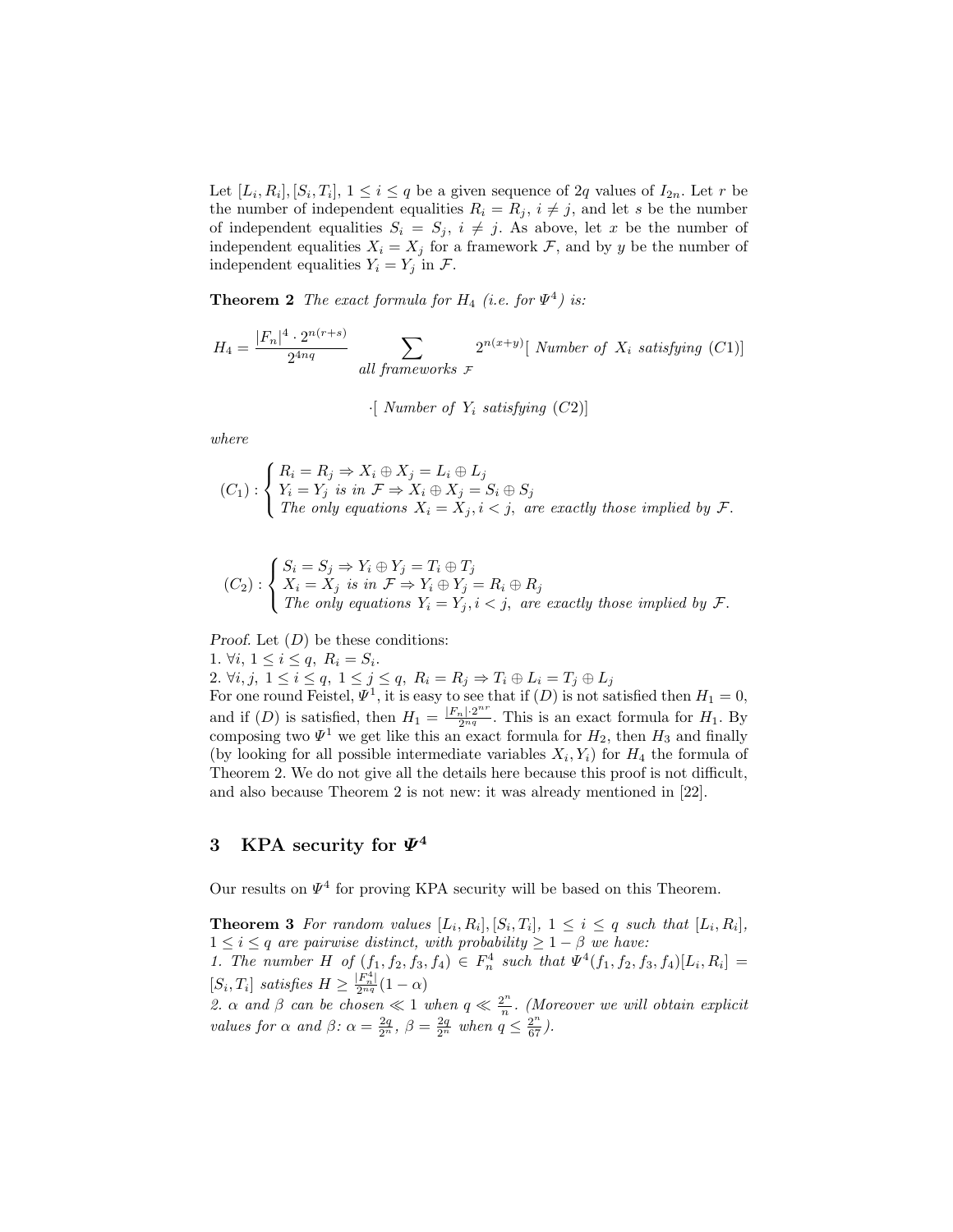Let $[L_i, R_i], [S_i, T_i]$, $1 \le i \le q$ be a given sequence of $2q$ values of $I_{2n}$. Let $r$ be the number of independent equalities $R_i = R_j$, $i \ne j$, and let $s$ be the number of independent equalities $S_i = S_j$, $i \ne j$. As above, let $x$ be the number of independent equalities $X_i = X_j$ for a framework $\mathcal{F}$, and by $y$ be the number of independent equalities $Y_i = Y_j$ in $\mathcal{F}$.

**Theorem 2** *The exact formula for $H_4$ (i.e. for $\Psi^4$) is:*

$$H_4 = \frac{|F_n|^4 \cdot 2^{n(r+s)}}{2^{4nq}} \sum_{\text{all frameworks } \mathcal{F}} 2^{n(x+y)} [\text{ Number of } X_i \text{ satisfying } (C1)]$$

$$\cdot [\text{ Number of } Y_i \text{ satisfying } (C2)]$$

*where*

$$(C_1) : \begin{cases} R_i = R_j \Rightarrow X_i \oplus X_j = L_i \oplus L_j \\ Y_i = Y_j \text{ is in } \mathcal{F} \Rightarrow X_i \oplus X_j = S_i \oplus S_j \\ \text{The only equations } X_i = X_j, i < j, \text{ are exactly those implied by } \mathcal{F}. \end{cases}$$

$$(C_2) : \begin{cases} S_i = S_j \Rightarrow Y_i \oplus Y_j = T_i \oplus T_j \\ X_i = X_j \text{ is in } \mathcal{F} \Rightarrow Y_i \oplus Y_j = R_i \oplus R_j \\ \text{The only equations } Y_i = Y_j, i < j, \text{ are exactly those implied by } \mathcal{F}. \end{cases}$$

*Proof.* Let $(D)$ be these conditions:
1. $\forall i,\ 1 \le i \le q,\ R_i = S_i$.
2. $\forall i, j,\ 1 \le i \le q,\ 1 \le j \le q,\ R_i = R_j \Rightarrow T_i \oplus L_i = T_j \oplus L_j$

For one round Feistel, $\Psi^1$, it is easy to see that if $(D)$ is not satisfied then $H_1 = 0$, and if $(D)$ is satisfied, then $H_1 = \frac{|F_n| \cdot 2^{nr}}{2^{nq}}$. This is an exact formula for $H_1$. By composing two $\Psi^1$ we get like this an exact formula for $H_2$, then $H_3$ and finally (by looking for all possible intermediate variables $X_i, Y_i$) for $H_4$ the formula of Theorem 2. We do not give all the details here because this proof is not difficult, and also because Theorem 2 is not new: it was already mentioned in [22].

## 3 KPA security for $\Psi^4$

Our results on $\Psi^4$ for proving KPA security will be based on this Theorem.

**Theorem 3** *For random values $[L_i, R_i], [S_i, T_i]$, $1 \le i \le q$ such that $[L_i, R_i]$, $1 \le i \le q$ are pairwise distinct, with probability $\ge 1 - \beta$ we have:*
*1. The number $H$ of $(f_1, f_2, f_3, f_4) \in F_n^4$ such that $\Psi^4(f_1, f_2, f_3, f_4)[L_i, R_i] = [S_i, T_i]$ satisfies $H \ge \frac{|F_n^4|}{2^{2nq}}(1 - \alpha)$*
*2. $\alpha$ and $\beta$ can be chosen $\ll 1$ when $q \ll \frac{2^n}{n}$. (Moreover we will obtain explicit values for $\alpha$ and $\beta$: $\alpha = \frac{2q}{2^n}$, $\beta = \frac{2q}{2^n}$ when $q \le \frac{2^n}{67}$).*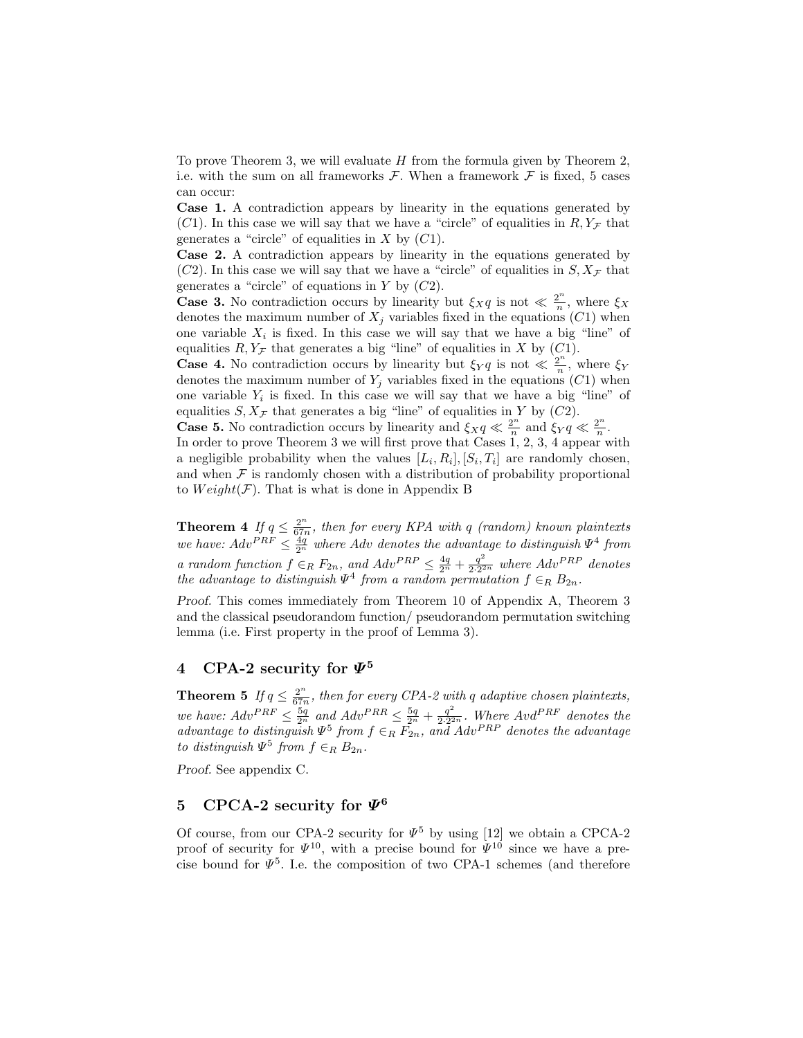To prove Theorem 3, we will evaluate $H$ from the formula given by Theorem 2, i.e. with the sum on all frameworks $\mathcal{F}$. When a framework $\mathcal{F}$ is fixed, 5 cases can occur:

**Case 1.** A contradiction appears by linearity in the equations generated by $(C1)$. In this case we will say that we have a "circle" of equalities in $R, Y_{\mathcal{F}}$ that generates a "circle" of equalities in $X$ by $(C1)$.

**Case 2.** A contradiction appears by linearity in the equations generated by $(C2)$. In this case we will say that we have a "circle" of equalities in $S, X_{\mathcal{F}}$ that generates a "circle" of equations in $Y$ by $(C2)$.

**Case 3.** No contradiction occurs by linearity but $\xi_X q$ is not $\ll \frac{2^n}{n}$, where $\xi_X$ denotes the maximum number of $X_j$ variables fixed in the equations $(C1)$ when one variable $X_i$ is fixed. In this case we will say that we have a big "line" of equalities $R, Y_{\mathcal{F}}$ that generates a big "line" of equalities in $X$ by $(C1)$.

**Case 4.** No contradiction occurs by linearity but $\xi_Y q$ is not $\ll \frac{2^n}{n}$, where $\xi_Y$ denotes the maximum number of $Y_j$ variables fixed in the equations $(C1)$ when one variable $Y_i$ is fixed. In this case we will say that we have a big "line" of equalities $S, X_{\mathcal{F}}$ that generates a big "line" of equalities in $Y$ by $(C2)$.

**Case 5.** No contradiction occurs by linearity and $\xi_X q \ll \frac{2^n}{n}$ and $\xi_Y q \ll \frac{2^n}{n}$.

In order to prove Theorem 3 we will first prove that Cases 1, 2, 3, 4 appear with a negligible probability when the values $[L_i, R_i], [S_i, T_i]$ are randomly chosen, and when $\mathcal{F}$ is randomly chosen with a distribution of probability proportional to $Weight(\mathcal{F})$. That is what is done in Appendix B

**Theorem 4** *If $q \leq \frac{2^n}{67n}$, then for every KPA with $q$ (random) known plaintexts we have: $Adv^{PRF} \leq \frac{4q}{2^n}$ where $Adv$ denotes the advantage to distinguish $\Psi^4$ from a random function $f \in_R F_{2n}$, and $Adv^{PRP} \leq \frac{4q}{2^n} + \frac{q^2}{2.2^{2n}}$ where $Adv^{PRP}$ denotes the advantage to distinguish $\Psi^4$ from a random permutation $f \in_R B_{2n}$.*

*Proof.* This comes immediately from Theorem 10 of Appendix A, Theorem 3 and the classical pseudorandom function/ pseudorandom permutation switching lemma (i.e. First property in the proof of Lemma 3).

## 4 CPA-2 security for $\Psi^5$

**Theorem 5** *If $q \leq \frac{2^n}{67n}$, then for every CPA-2 with $q$ adaptive chosen plaintexts, we have: $Adv^{PRF} \leq \frac{5q}{2^n}$ and $Adv^{PRR} \leq \frac{5q}{2^n} + \frac{q^2}{2 \cdot 2^{2n}}$. Where $Avd^{PRF}$ denotes the advantage to distinguish $\Psi^5$ from $f \in_R F_{2n}$, and $Adv^{PRP}$ denotes the advantage to distinguish $\Psi^5$ from $f \in_R B_{2n}$.*

*Proof.* See appendix C.

## 5 CPCA-2 security for $\Psi^6$

Of course, from our CPA-2 security for $\Psi^5$ by using [12] we obtain a CPCA-2 proof of security for $\Psi^{10}$, with a precise bound for $\Psi^{10}$ since we have a precise bound for $\Psi^5$. I.e. the composition of two CPA-1 schemes (and therefore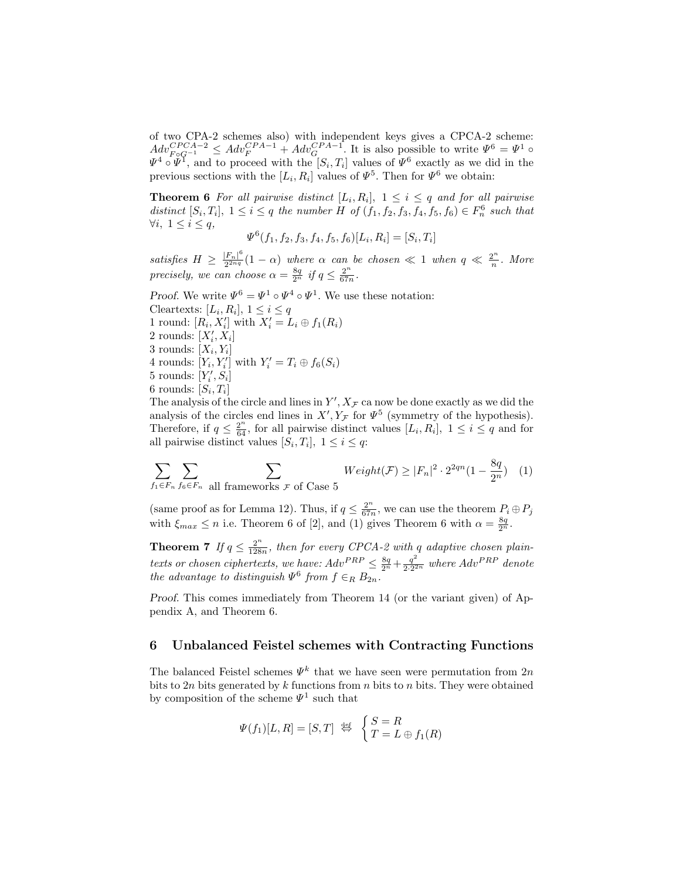of two CPA-2 schemes also) with independent keys gives a CPCA-2 scheme: $Adv^{CPCA-2}_{F\circ G^{-1}} \leq Adv^{CPA-1}_{F} + Adv^{CPA-1}_{G}$. It is also possible to write $\Psi^6 = \Psi^1 \circ \Psi^4 \circ \Psi^1$, and to proceed with the $[S_i, T_i]$ values of $\Psi^6$ exactly as we did in the previous sections with the $[L_i, R_i]$ values of $\Psi^5$. Then for $\Psi^6$ we obtain:

**Theorem 6** *For all pairwise distinct $[L_i, R_i]$, $1 \leq i \leq q$ and for all pairwise distinct $[S_i, T_i]$, $1 \leq i \leq q$ the number $H$ of $(f_1, f_2, f_3, f_4, f_5, f_6) \in F_n^6$ such that $\forall i,\ 1 \leq i \leq q$,*

$$\Psi^6(f_1, f_2, f_3, f_4, f_5, f_6)[L_i, R_i] = [S_i, T_i]$$

*satisfies $H \geq \frac{|F_n|^6}{2^{2nq}}(1-\alpha)$ where $\alpha$ can be chosen $\ll 1$ when $q \ll \frac{2^n}{n}$. More precisely, we can choose $\alpha = \frac{8q}{2^n}$ if $q \leq \frac{2^n}{67n}$.*

*Proof.* We write $\Psi^6 = \Psi^1 \circ \Psi^4 \circ \Psi^1$. We use these notation:
Cleartexts: $[L_i, R_i]$, $1 \leq i \leq q$
1 round: $[R_i, X'_i]$ with $X'_i = L_i \oplus f_1(R_i)$
2 rounds: $[X'_i, X_i]$
3 rounds: $[X_i, Y_i]$
4 rounds: $[Y_i, Y'_i]$ with $Y'_i = T_i \oplus f_6(S_i)$
5 rounds: $[Y'_i, S_i]$
6 rounds: $[S_i, T_i]$
The analysis of the circle and lines in $Y', X_{\mathcal{F}}$ ca now be done exactly as we did the analysis of the circles end lines in $X', Y_{\mathcal{F}}$ for $\Psi^5$ (symmetry of the hypothesis). Therefore, if $q \leq \frac{2^n}{64}$, for all pairwise distinct values $[L_i, R_i]$, $1 \leq i \leq q$ and for all pairwise distinct values $[S_i, T_i]$, $1 \leq i \leq q$:

$$\sum_{f_1 \in F_n} \sum_{f_6 \in F_n} \sum_{\text{all frameworks } \mathcal{F} \text{ of Case 5}} Weight(\mathcal{F}) \geq |F_n|^2 \cdot 2^{2qn}\left(1 - \frac{8q}{2^n}\right) \quad (1)$$

(same proof as for Lemma 12). Thus, if $q \leq \frac{2^n}{67n}$, we can use the theorem $P_i \oplus P_j$ with $\xi_{max} \leq n$ i.e. Theorem 6 of [2], and (1) gives Theorem 6 with $\alpha = \frac{8q}{2^n}$.

**Theorem 7** *If $q \leq \frac{2^n}{128n}$, then for every CPCA-2 with $q$ adaptive chosen plaintexts or chosen ciphertexts, we have: $Adv^{PRP} \leq \frac{8q}{2^n} + \frac{q^2}{2 \cdot 2^{2n}}$ where $Adv^{PRP}$ denote the advantage to distinguish $\Psi^6$ from $f \in_R B_{2n}$.*

*Proof.* This comes immediately from Theorem 14 (or the variant given) of Appendix A, and Theorem 6.

## 6 Unbalanced Feistel schemes with Contracting Functions

The balanced Feistel schemes $\Psi^k$ that we have seen were permutation from $2n$ bits to $2n$ bits generated by $k$ functions from $n$ bits to $n$ bits. They were obtained by composition of the scheme $\Psi^1$ such that

$$\Psi(f_1)[L, R] = [S, T] \overset{\text{def}}{\Leftrightarrow} \begin{cases} S = R \\ T = L \oplus f_1(R) \end{cases}$$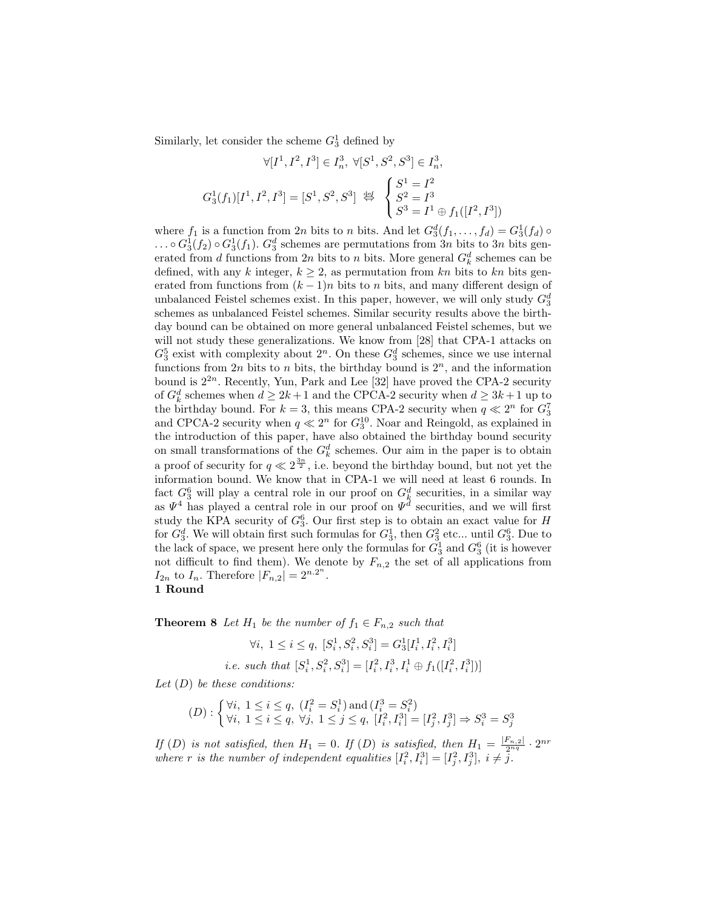Similarly, let consider the scheme $G_3^1$ defined by

$$\forall [I^1, I^2, I^3] \in I_n^3,\ \forall [S^1, S^2, S^3] \in I_n^3,$$

$$G_3^1(f_1)[I^1, I^2, I^3] = [S^1, S^2, S^3] \overset{\text{def}}{\Leftrightarrow} \begin{cases} S^1 = I^2 \\ S^2 = I^3 \\ S^3 = I^1 \oplus f_1([I^2, I^3]) \end{cases}$$

where $f_1$ is a function from $2n$ bits to $n$ bits. And let $G_3^d(f_1, \ldots, f_d) = G_3^1(f_d) \circ \ldots \circ G_3^1(f_2) \circ G_3^1(f_1)$. $G_3^d$ schemes are permutations from $3n$ bits to $3n$ bits generated from $d$ functions from $2n$ bits to $n$ bits. More general $G_k^d$ schemes can be defined, with any $k$ integer, $k \geq 2$, as permutation from $kn$ bits to $kn$ bits generated from functions from $(k-1)n$ bits to $n$ bits, and many different design of unbalanced Feistel schemes exist. In this paper, however, we will only study $G_3^d$ schemes as unbalanced Feistel schemes. Similar security results above the birthday bound can be obtained on more general unbalanced Feistel schemes, but we will not study these generalizations. We know from [28] that CPA-1 attacks on $G_3^5$ exist with complexity about $2^n$. On these $G_3^d$ schemes, since we use internal functions from $2n$ bits to $n$ bits, the birthday bound is $2^n$, and the information bound is $2^{2n}$. Recently, Yun, Park and Lee [32] have proved the CPA-2 security of $G_k^d$ schemes when $d \geq 2k+1$ and the CPCA-2 security when $d \geq 3k+1$ up to the birthday bound. For $k = 3$, this means CPA-2 security when $q \ll 2^n$ for $G_3^7$ and CPCA-2 security when $q \ll 2^n$ for $G_3^{10}$. Noar and Reingold, as explained in the introduction of this paper, have also obtained the birthday bound security on small transformations of the $G_k^d$ schemes. Our aim in the paper is to obtain a proof of security for $q \ll 2^{\frac{3n}{2}}$, i.e. beyond the birthday bound, but not yet the information bound. We know that in CPA-1 we will need at least 6 rounds. In fact $G_3^6$ will play a central role in our proof on $G_k^d$ securities, in a similar way as $\Psi^4$ has played a central role in our proof on $\Psi^d$ securities, and we will first study the KPA security of $G_3^6$. Our first step is to obtain an exact value for $H$ for $G_3^d$. We will obtain first such formulas for $G_3^1$, then $G_3^2$ etc... until $G_3^6$. Due to the lack of space, we present here only the formulas for $G_3^1$ and $G_3^6$ (it is however not difficult to find them). We denote by $F_{n,2}$ the set of all applications from $I_{2n}$ to $I_n$. Therefore $|F_{n,2}| = 2^{n.2^n}$.

**1 Round**

**Theorem 8** *Let $H_1$ be the number of $f_1 \in F_{n,2}$ such that*

$$\forall i,\ 1 \leq i \leq q,\ [S_i^1, S_i^2, S_i^3] = G_3^1[I_i^1, I_i^2, I_i^3]$$

$$\textit{i.e. such that } [S_i^1, S_i^2, S_i^3] = [I_i^2, I_i^3, I_i^1 \oplus f_1([I_i^2, I_i^3])]$$

*Let $(D)$ be these conditions:*

$$(D) : \begin{cases} \forall i,\ 1 \leq i \leq q,\ (I_i^2 = S_i^1) \text{ and } (I_i^3 = S_i^2) \\ \forall i,\ 1 \leq i \leq q,\ \forall j,\ 1 \leq j \leq q,\ [I_i^2, I_i^3] = [I_j^2, I_j^3] \Rightarrow S_i^3 = S_j^3 \end{cases}$$

*If $(D)$ is not satisfied, then $H_1 = 0$. If $(D)$ is satisfied, then $H_1 = \frac{|F_{n,2}|}{2^{nq}} \cdot 2^{nr}$ where $r$ is the number of independent equalities $[I_i^2, I_i^3] = [I_j^2, I_j^3],\ i \neq j$.*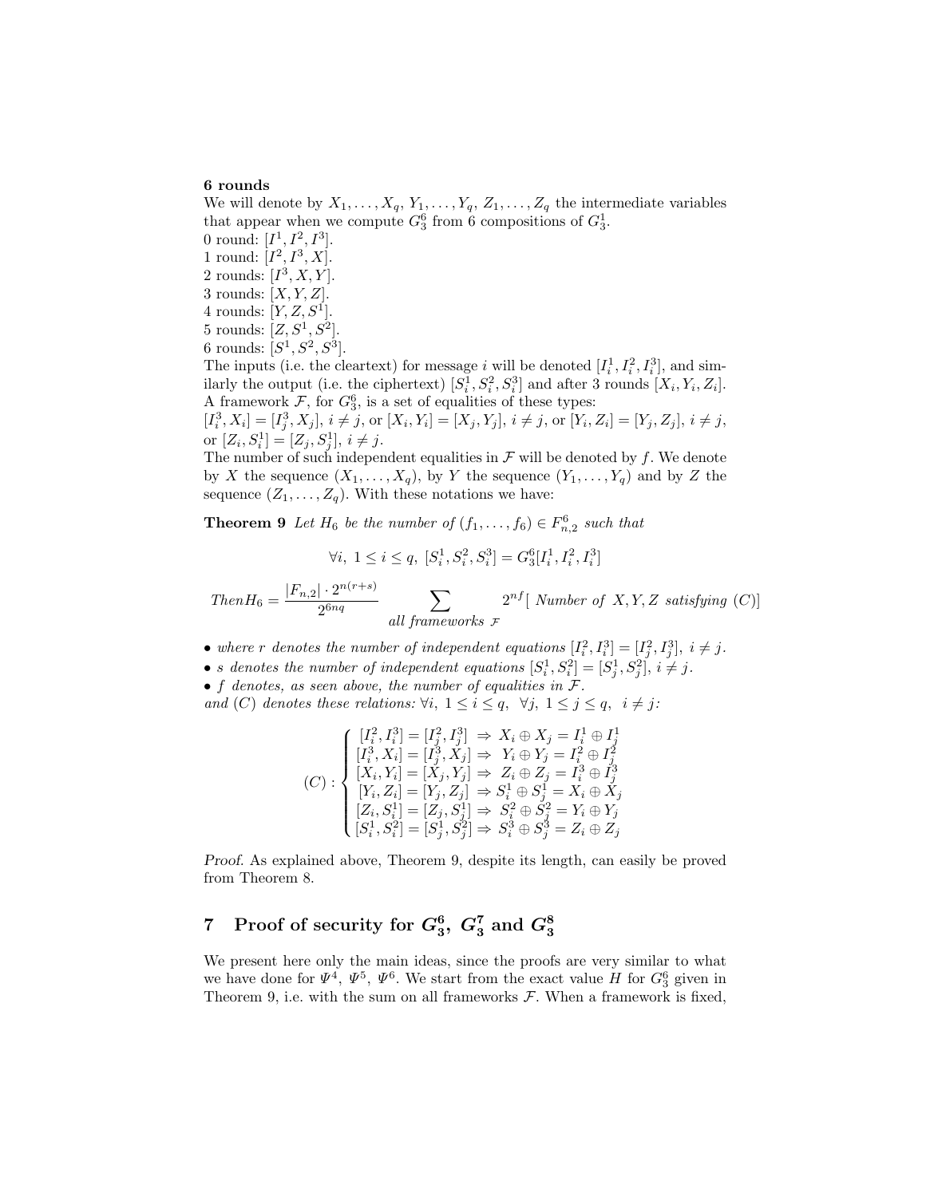**6 rounds**

We will denote by $X_1, \ldots, X_q$, $Y_1, \ldots, Y_q$, $Z_1, \ldots, Z_q$ the intermediate variables that appear when we compute $G_3^6$ from 6 compositions of $G_3^1$.

0 round: $[I^1, I^2, I^3]$.
1 round: $[I^2, I^3, X]$.
2 rounds: $[I^3, X, Y]$.
3 rounds: $[X, Y, Z]$.
4 rounds: $[Y, Z, S^1]$.
5 rounds: $[Z, S^1, S^2]$.
6 rounds: $[S^1, S^2, S^3]$.

The inputs (i.e. the cleartext) for message $i$ will be denoted $[I_i^1, I_i^2, I_i^3]$, and similarly the output (i.e. the ciphertext) $[S_i^1, S_i^2, S_i^3]$ and after 3 rounds $[X_i, Y_i, Z_i]$.

A framework $\mathcal{F}$, for $G_3^6$, is a set of equalities of these types:
$[I_i^3, X_i] = [I_j^3, X_j]$, $i \neq j$, or $[X_i, Y_i] = [X_j, Y_j]$, $i \neq j$, or $[Y_i, Z_i] = [Y_j, Z_j]$, $i \neq j$, or $[Z_i, S_i^1] = [Z_j, S_j^1]$, $i \neq j$.

The number of such independent equalities in $\mathcal{F}$ will be denoted by $f$. We denote by $X$ the sequence $(X_1, \ldots, X_q)$, by $Y$ the sequence $(Y_1, \ldots, Y_q)$ and by $Z$ the sequence $(Z_1, \ldots, Z_q)$. With these notations we have:

**Theorem 9** *Let $H_6$ be the number of $(f_1, \ldots, f_6) \in F_{n,2}^6$ such that*

$$\forall i,\ 1 \leq i \leq q,\ [S_i^1, S_i^2, S_i^3] = G_3^6[I_i^1, I_i^2, I_i^3]$$

$$Then H_6 = \frac{|F_{n,2}| \cdot 2^{n(r+s)}}{2^{6nq}} \sum_{\text{all frameworks } \mathcal{F}} 2^{nf} [\text{ Number of } X, Y, Z \text{ satisfying } (C)]$$

- *where $r$ denotes the number of independent equations $[I_i^2, I_i^3] = [I_j^2, I_j^3]$, $i \neq j$.*
- *$s$ denotes the number of independent equations $[S_i^1, S_i^2] = [S_j^1, S_j^2]$, $i \neq j$.*
- *$f$ denotes, as seen above, the number of equalities in $\mathcal{F}$.*

*and $(C)$ denotes these relations: $\forall i,\ 1 \leq i \leq q,\ \ \forall j,\ 1 \leq j \leq q,\ \ i \neq j$:*

$$(C) : \begin{cases} [I_i^2, I_i^3] = [I_j^2, I_j^3] \Rightarrow X_i \oplus X_j = I_i^1 \oplus I_j^1 \\ [I_i^3, X_i] = [I_j^3, X_j] \Rightarrow Y_i \oplus Y_j = I_i^2 \oplus I_j^2 \\ [X_i, Y_i] = [X_j, Y_j] \Rightarrow Z_i \oplus Z_j = I_i^3 \oplus I_j^3 \\ [Y_i, Z_i] = [Y_j, Z_j] \Rightarrow S_i^1 \oplus S_j^1 = X_i \oplus X_j \\ [Z_i, S_i^1] = [Z_j, S_j^1] \Rightarrow S_i^2 \oplus S_j^2 = Y_i \oplus Y_j \\ [S_i^1, S_i^2] = [S_j^1, S_j^2] \Rightarrow S_i^3 \oplus S_j^3 = Z_i \oplus Z_j \end{cases}$$

*Proof.* As explained above, Theorem 9, despite its length, can easily be proved from Theorem 8.

# 7 Proof of security for $G_3^6$, $G_3^7$ and $G_3^8$

We present here only the main ideas, since the proofs are very similar to what we have done for $\Psi^4$, $\Psi^5$, $\Psi^6$. We start from the exact value $H$ for $G_3^6$ given in Theorem 9, i.e. with the sum on all frameworks $\mathcal{F}$. When a framework is fixed,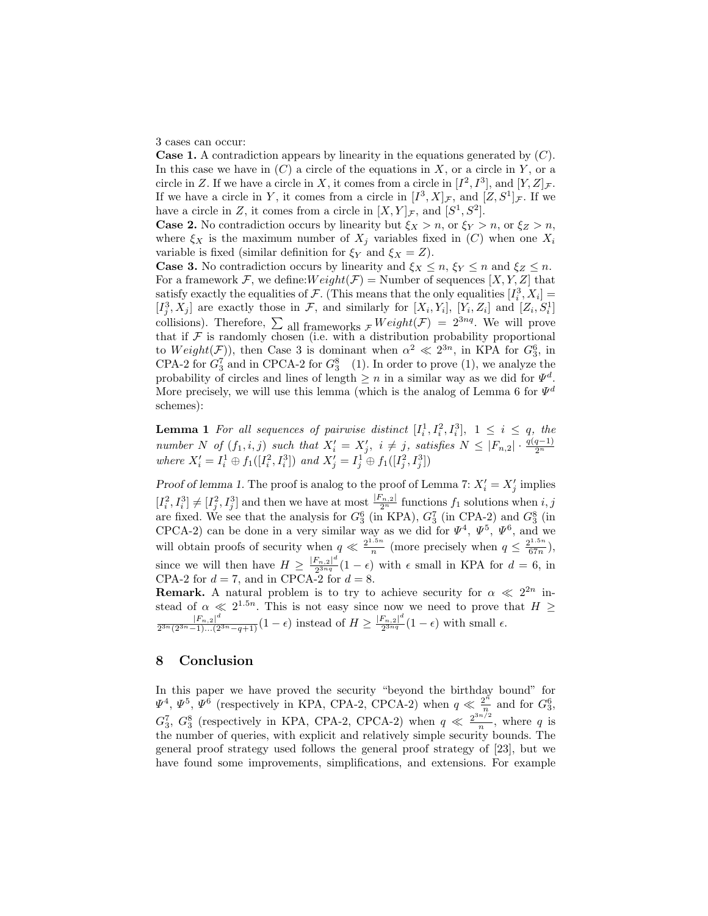3 cases can occur:

**Case 1.** A contradiction appears by linearity in the equations generated by $(C)$. In this case we have in $(C)$ a circle of the equations in $X$, or a circle in $Y$, or a circle in $Z$. If we have a circle in $X$, it comes from a circle in $[I^2, I^3]$, and $[Y, Z]_{\mathcal{F}}$. If we have a circle in $Y$, it comes from a circle in $[I^3, X]_{\mathcal{F}}$, and $[Z, S^1]_{\mathcal{F}}$. If we have a circle in $Z$, it comes from a circle in $[X, Y]_{\mathcal{F}}$, and $[S^1, S^2]$.

**Case 2.** No contradiction occurs by linearity but $\xi_X > n$, or $\xi_Y > n$, or $\xi_Z > n$, where $\xi_X$ is the maximum number of $X_j$ variables fixed in $(C)$ when one $X_i$ variable is fixed (similar definition for $\xi_Y$ and $\xi_X = Z$).

**Case 3.** No contradiction occurs by linearity and $\xi_X \leq n$, $\xi_Y \leq n$ and $\xi_Z \leq n$. For a framework $\mathcal{F}$, we define:$Weight(\mathcal{F})$ = Number of sequences $[X, Y, Z]$ that satisfy exactly the equalities of $\mathcal{F}$. (This means that the only equalities $[I_i^3, X_i] = [I_j^3, X_j]$ are exactly those in $\mathcal{F}$, and similarly for $[X_i, Y_i]$, $[Y_i, Z_i]$ and $[Z_i, S_i^1]$ collisions). Therefore, $\sum_{\text{all frameworks } \mathcal{F}} Weight(\mathcal{F}) = 2^{3nq}$. We will prove that if $\mathcal{F}$ is randomly chosen (i.e. with a distribution probability proportional to $Weight(\mathcal{F})$), then Case 3 is dominant when $\alpha^2 \ll 2^{3n}$, in KPA for $G_3^6$, in CPA-2 for $G_3^7$ and in CPCA-2 for $G_3^8$ (1). In order to prove (1), we analyze the probability of circles and lines of length $\geq n$ in a similar way as we did for $\Psi^d$. More precisely, we will use this lemma (which is the analog of Lemma 6 for $\Psi^d$ schemes):

**Lemma 1** *For all sequences of pairwise distinct $[I_i^1, I_i^2, I_i^3]$, $1 \leq i \leq q$, the number $N$ of $(f_1, i, j)$ such that $X_i' = X_j'$, $i \neq j$, satisfies $N \leq |F_{n,2}| \cdot \frac{q(q-1)}{2^n}$ where $X_i' = I_i^1 \oplus f_1([I_i^2, I_i^3])$ and $X_j' = I_j^1 \oplus f_1([I_j^2, I_j^3])$*

*Proof of lemma 1.* The proof is analog to the proof of Lemma 7: $X_i' = X_j'$ implies $[I_i^2, I_i^3] \neq [I_j^2, I_j^3]$ and then we have at most $\frac{|F_{n,2}|}{2^n}$ functions $f_1$ solutions when $i, j$ are fixed. We see that the analysis for $G_3^6$ (in KPA), $G_3^7$ (in CPA-2) and $G_3^8$ (in CPCA-2) can be done in a very similar way as we did for $\Psi^4$, $\Psi^5$, $\Psi^6$, and we will obtain proofs of security when $q \ll \frac{2^{1.5n}}{n}$ (more precisely when $q \leq \frac{2^{1.5n}}{67n}$), since we will then have $H \geq \frac{|F_{n,2}|^d}{2^{3nq}}(1-\epsilon)$ with $\epsilon$ small in KPA for $d = 6$, in CPA-2 for $d = 7$, and in CPCA-2 for $d = 8$.

**Remark.** A natural problem is to try to achieve security for $\alpha \ll 2^{2n}$ instead of $\alpha \ll 2^{1.5n}$. This is not easy since now we need to prove that $H \geq \frac{|F_{n,2}|^d}{2^{3n}(2^{3n}-1)\dots(2^{3n}-q+1)}(1-\epsilon)$ instead of $H \geq \frac{|F_{n,2}|^d}{2^{3nq}}(1-\epsilon)$ with small $\epsilon$.

## 8 Conclusion

In this paper we have proved the security "beyond the birthday bound" for $\Psi^4$, $\Psi^5$, $\Psi^6$ (respectively in KPA, CPA-2, CPCA-2) when $q \ll \frac{2^n}{n}$ and for $G_3^6$, $G_3^7$, $G_3^8$ (respectively in KPA, CPA-2, CPCA-2) when $q \ll \frac{2^{3n/2}}{n}$, where $q$ is the number of queries, with explicit and relatively simple security bounds. The general proof strategy used follows the general proof strategy of [23], but we have found some improvements, simplifications, and extensions. For example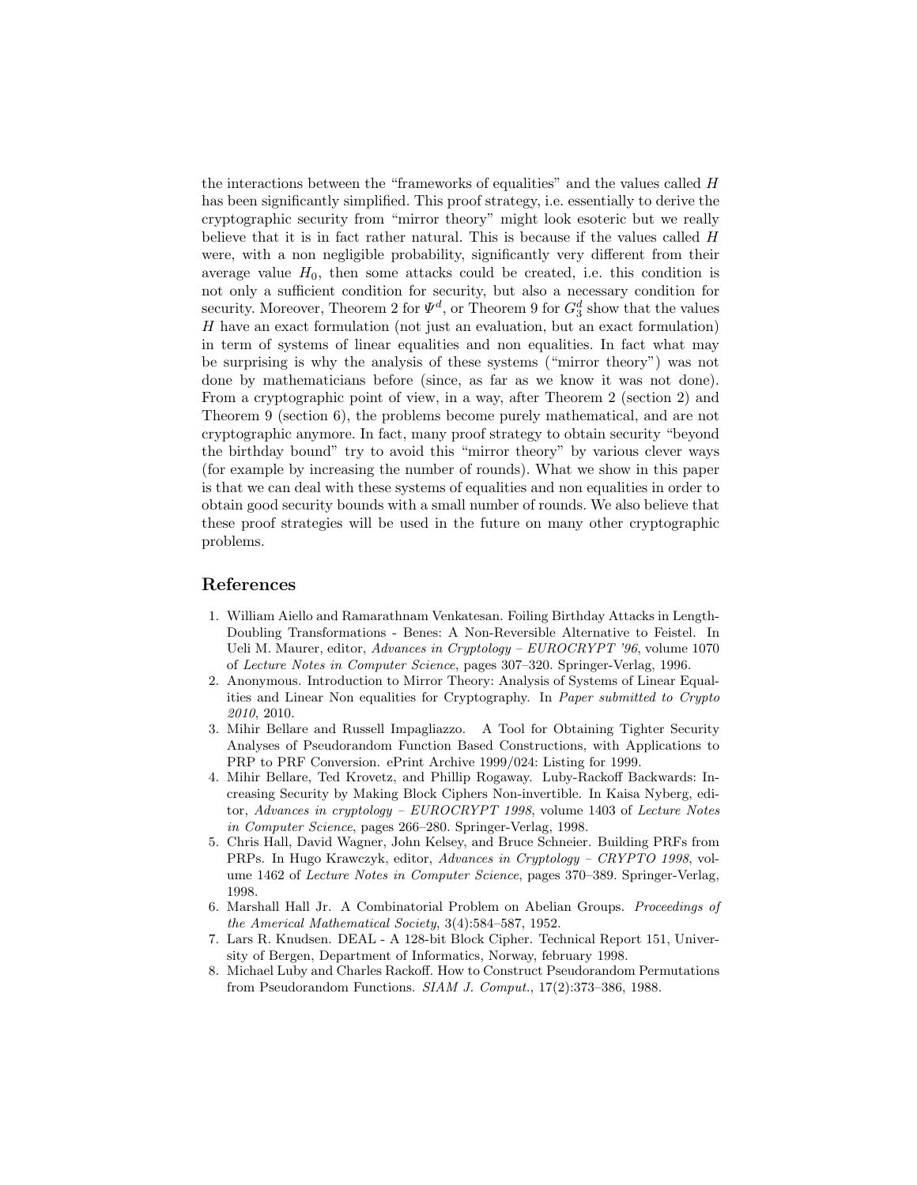the interactions between the "frameworks of equalities" and the values called $H$ has been significantly simplified. This proof strategy, i.e. essentially to derive the cryptographic security from "mirror theory" might look esoteric but we really believe that it is in fact rather natural. This is because if the values called $H$ were, with a non negligible probability, significantly very different from their average value $H_0$, then some attacks could be created, i.e. this condition is not only a sufficient condition for security, but also a necessary condition for security. Moreover, Theorem 2 for $\Psi^d$, or Theorem 9 for $G_3^d$ show that the values $H$ have an exact formulation (not just an evaluation, but an exact formulation) in term of systems of linear equalities and non equalities. In fact what may be surprising is why the analysis of these systems ("mirror theory") was not done by mathematicians before (since, as far as we know it was not done). From a cryptographic point of view, in a way, after Theorem 2 (section 2) and Theorem 9 (section 6), the problems become purely mathematical, and are not cryptographic anymore. In fact, many proof strategy to obtain security "beyond the birthday bound" try to avoid this "mirror theory" by various clever ways (for example by increasing the number of rounds). What we show in this paper is that we can deal with these systems of equalities and non equalities in order to obtain good security bounds with a small number of rounds. We also believe that these proof strategies will be used in the future on many other cryptographic problems.

## References

1. William Aiello and Ramarathnam Venkatesan. Foiling Birthday Attacks in Length-Doubling Transformations - Benes: A Non-Reversible Alternative to Feistel. In Ueli M. Maurer, editor, *Advances in Cryptology – EUROCRYPT '96*, volume 1070 of *Lecture Notes in Computer Science*, pages 307–320. Springer-Verlag, 1996.
2. Anonymous. Introduction to Mirror Theory: Analysis of Systems of Linear Equalities and Linear Non equalities for Cryptography. In *Paper submitted to Crypto 2010*, 2010.
3. Mihir Bellare and Russell Impagliazzo. A Tool for Obtaining Tighter Security Analyses of Pseudorandom Function Based Constructions, with Applications to PRP to PRF Conversion. ePrint Archive 1999/024: Listing for 1999.
4. Mihir Bellare, Ted Krovetz, and Phillip Rogaway. Luby-Rackoff Backwards: Increasing Security by Making Block Ciphers Non-invertible. In Kaisa Nyberg, editor, *Advances in cryptology – EUROCRYPT 1998*, volume 1403 of *Lecture Notes in Computer Science*, pages 266–280. Springer-Verlag, 1998.
5. Chris Hall, David Wagner, John Kelsey, and Bruce Schneier. Building PRFs from PRPs. In Hugo Krawczyk, editor, *Advances in Cryptology – CRYPTO 1998*, volume 1462 of *Lecture Notes in Computer Science*, pages 370–389. Springer-Verlag, 1998.
6. Marshall Hall Jr. A Combinatorial Problem on Abelian Groups. *Proceedings of the Americal Mathematical Society*, 3(4):584–587, 1952.
7. Lars R. Knudsen. DEAL - A 128-bit Block Cipher. Technical Report 151, University of Bergen, Department of Informatics, Norway, february 1998.
8. Michael Luby and Charles Rackoff. How to Construct Pseudorandom Permutations from Pseudorandom Functions. *SIAM J. Comput.*, 17(2):373–386, 1988.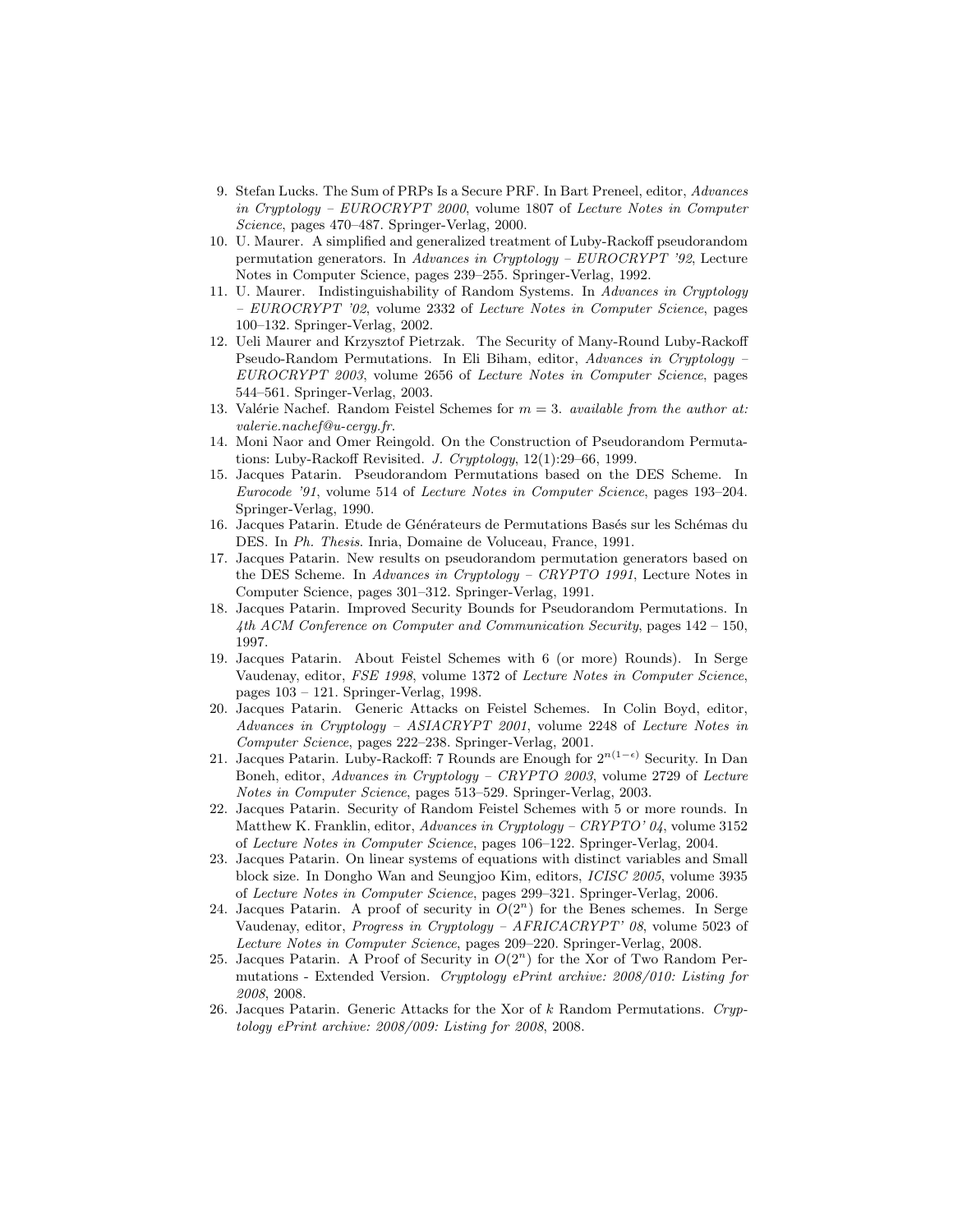9. Stefan Lucks. The Sum of PRPs Is a Secure PRF. In Bart Preneel, editor, *Advances in Cryptology – EUROCRYPT 2000*, volume 1807 of *Lecture Notes in Computer Science*, pages 470–487. Springer-Verlag, 2000.
10. U. Maurer. A simplified and generalized treatment of Luby-Rackoff pseudorandom permutation generators. In *Advances in Cryptology – EUROCRYPT '92*, Lecture Notes in Computer Science, pages 239–255. Springer-Verlag, 1992.
11. U. Maurer. Indistinguishability of Random Systems. In *Advances in Cryptology – EUROCRYPT '02*, volume 2332 of *Lecture Notes in Computer Science*, pages 100–132. Springer-Verlag, 2002.
12. Ueli Maurer and Krzysztof Pietrzak. The Security of Many-Round Luby-Rackoff Pseudo-Random Permutations. In Eli Biham, editor, *Advances in Cryptology – EUROCRYPT 2003*, volume 2656 of *Lecture Notes in Computer Science*, pages 544–561. Springer-Verlag, 2003.
13. Valérie Nachef. Random Feistel Schemes for $m = 3$. *available from the author at: valerie.nachef@u-cergy.fr.*
14. Moni Naor and Omer Reingold. On the Construction of Pseudorandom Permutations: Luby-Rackoff Revisited. *J. Cryptology*, 12(1):29–66, 1999.
15. Jacques Patarin. Pseudorandom Permutations based on the DES Scheme. In *Eurocode '91*, volume 514 of *Lecture Notes in Computer Science*, pages 193–204. Springer-Verlag, 1990.
16. Jacques Patarin. Etude de Générateurs de Permutations Basés sur les Schémas du DES. In *Ph. Thesis*. Inria, Domaine de Voluceau, France, 1991.
17. Jacques Patarin. New results on pseudorandom permutation generators based on the DES Scheme. In *Advances in Cryptology – CRYPTO 1991*, Lecture Notes in Computer Science, pages 301–312. Springer-Verlag, 1991.
18. Jacques Patarin. Improved Security Bounds for Pseudorandom Permutations. In *4th ACM Conference on Computer and Communication Security*, pages 142 – 150, 1997.
19. Jacques Patarin. About Feistel Schemes with 6 (or more) Rounds). In Serge Vaudenay, editor, *FSE 1998*, volume 1372 of *Lecture Notes in Computer Science*, pages 103 – 121. Springer-Verlag, 1998.
20. Jacques Patarin. Generic Attacks on Feistel Schemes. In Colin Boyd, editor, *Advances in Cryptology – ASIACRYPT 2001*, volume 2248 of *Lecture Notes in Computer Science*, pages 222–238. Springer-Verlag, 2001.
21. Jacques Patarin. Luby-Rackoff: 7 Rounds are Enough for $2^{n(1-\epsilon)}$ Security. In Dan Boneh, editor, *Advances in Cryptology – CRYPTO 2003*, volume 2729 of *Lecture Notes in Computer Science*, pages 513–529. Springer-Verlag, 2003.
22. Jacques Patarin. Security of Random Feistel Schemes with 5 or more rounds. In Matthew K. Franklin, editor, *Advances in Cryptology – CRYPTO' 04*, volume 3152 of *Lecture Notes in Computer Science*, pages 106–122. Springer-Verlag, 2004.
23. Jacques Patarin. On linear systems of equations with distinct variables and Small block size. In Dongho Wan and Seungjoo Kim, editors, *ICISC 2005*, volume 3935 of *Lecture Notes in Computer Science*, pages 299–321. Springer-Verlag, 2006.
24. Jacques Patarin. A proof of security in $O(2^n)$ for the Benes schemes. In Serge Vaudenay, editor, *Progress in Cryptology – AFRICACRYPT' 08*, volume 5023 of *Lecture Notes in Computer Science*, pages 209–220. Springer-Verlag, 2008.
25. Jacques Patarin. A Proof of Security in $O(2^n)$ for the Xor of Two Random Permutations - Extended Version. *Cryptology ePrint archive: 2008/010: Listing for 2008*, 2008.
26. Jacques Patarin. Generic Attacks for the Xor of $k$ Random Permutations. *Cryptology ePrint archive: 2008/009: Listing for 2008*, 2008.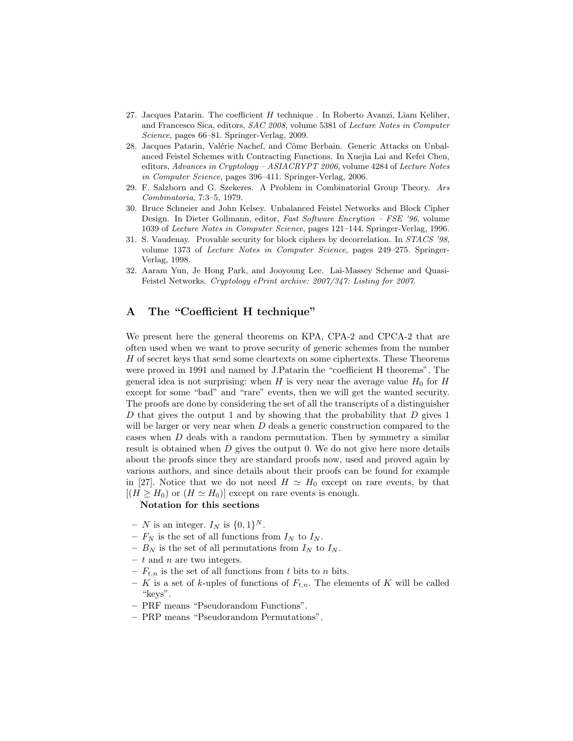27. Jacques Patarin. The coefficient $H$ technique . In Roberto Avanzi, Liam Keliher, and Francesco Sica, editors, *SAC 2008*, volume 5381 of *Lecture Notes in Computer Science*, pages 66–81. Springer-Verlag, 2009.
28. Jacques Patarin, Valérie Nachef, and Côme Berbain. Generic Attacks on Unbalanced Feistel Schemes with Contracting Functions. In Xuejia Lai and Kefei Chen, editors, *Advances in Cryptology – ASIACRYPT 2006*, volume 4284 of *Lecture Notes in Computer Science*, pages 396–411. Springer-Verlag, 2006.
29. F. Salzborn and G. Szekeres. A Problem in Combinatorial Group Theory. *Ars Combinatoria*, 7:3–5, 1979.
30. Bruce Schneier and John Kelsey. Unbalanced Feistel Networks and Block Cipher Design. In Dieter Gollmann, editor, *Fast Software Encrytion – FSE '96*, volume 1039 of *Lecture Notes in Computer Science*, pages 121–144. Springer-Verlag, 1996.
31. S. Vaudenay. Provable security for block ciphers by decorrelation. In *STACS '98*, volume 1373 of *Lecture Notes in Computer Science*, pages 249–275. Springer-Verlag, 1998.
32. Aaram Yun, Je Hong Park, and Jooyoung Lee. Lai-Massey Scheme and Quasi-Feistel Networks. *Cryptology ePrint archive: 2007/347: Listing for 2007*.

## A The "Coefficient H technique"

We present here the general theorems on KPA, CPA-2 and CPCA-2 that are often used when we want to prove security of generic schemes from the number $H$ of secret keys that send some cleartexts on some ciphertexts. These Theorems were proved in 1991 and named by J.Patarin the "coefficient H theorems". The general idea is not surprising: when $H$ is very near the average value $H_0$ for $H$ except for some "bad" and "rare" events, then we will get the wanted security. The proofs are done by considering the set of all the transcripts of a distinguisher $D$ that gives the output 1 and by showing that the probability that $D$ gives 1 will be larger or very near when $D$ deals a generic construction compared to the cases when $D$ deals with a random permutation. Then by symmetry a similar result is obtained when $D$ gives the output 0. We do not give here more details about the proofs since they are standard proofs now, used and proved again by various authors, and since details about their proofs can be found for example in [27]. Notice that we do not need $H \simeq H_0$ except on rare events, by that $[(H \geq H_0)$ or $(H \simeq H_0)]$ except on rare events is enough.

**Notation for this sections**

- $N$ is an integer. $I_N$ is $\{0, 1\}^N$.
- $F_N$ is the set of all functions from $I_N$ to $I_N$.
- $B_N$ is the set of all permutations from $I_N$ to $I_N$.
- $t$ and $n$ are two integers.
- $F_{t,n}$ is the set of all functions from $t$ bits to $n$ bits.
- $K$ is a set of $k$-uples of functions of $F_{t,n}$. The elements of $K$ will be called "keys".
- PRF means "Pseudorandom Functions".
- PRP means "Pseudorandom Permutations".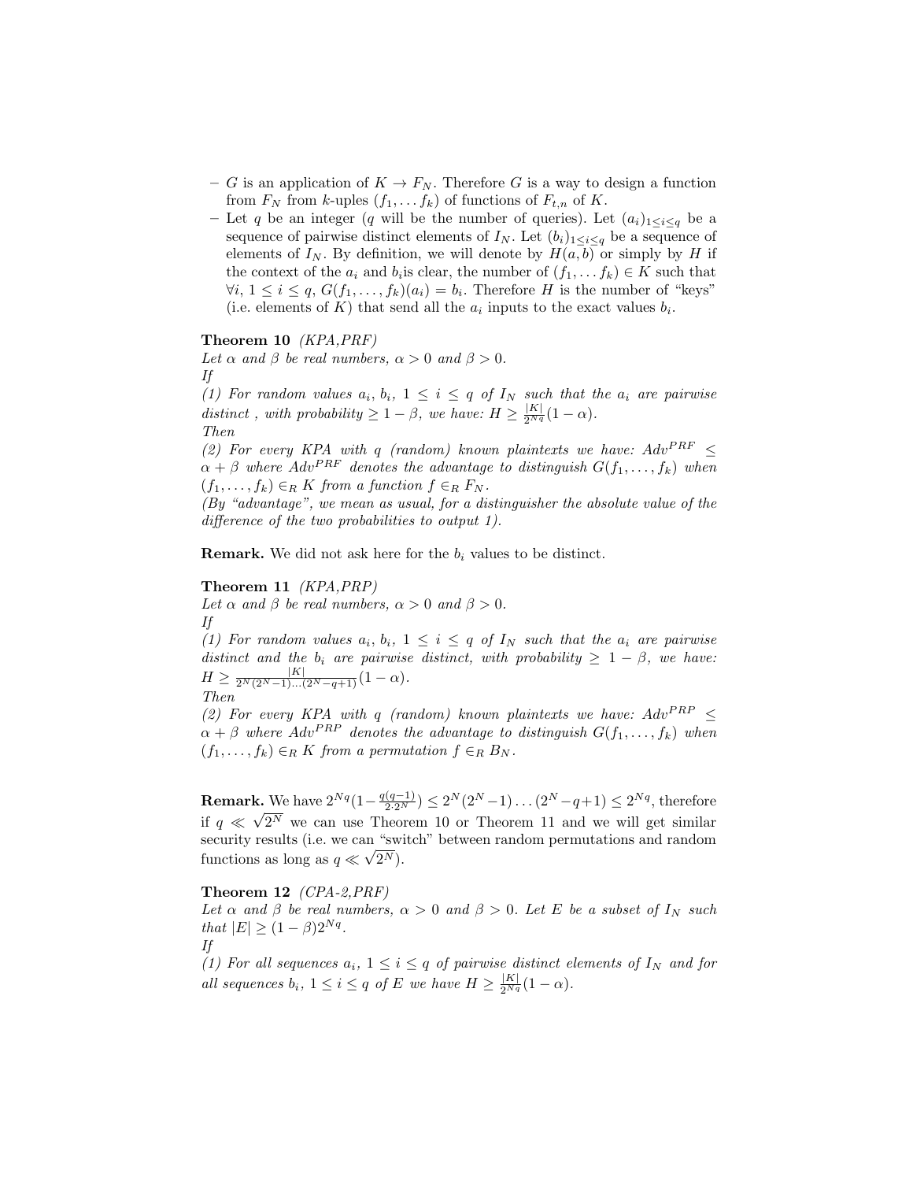- $G$ is an application of $K \to F_N$. Therefore $G$ is a way to design a function from $F_N$ from $k$-uples $(f_1, \dots f_k)$ of functions of $F_{t,n}$ of $K$.
- Let $q$ be an integer ($q$ will be the number of queries). Let $(a_i)_{1 \le i \le q}$ be a sequence of pairwise distinct elements of $I_N$. Let $(b_i)_{1 \le i \le q}$ be a sequence of elements of $I_N$. By definition, we will denote by $H(a,b)$ or simply by $H$ if the context of the $a_i$ and $b_i$is clear, the number of $(f_1, \dots f_k) \in K$ such that $\forall i,\ 1 \le i \le q,\ G(f_1, \dots, f_k)(a_i) = b_i$. Therefore $H$ is the number of "keys" (i.e. elements of $K$) that send all the $a_i$ inputs to the exact values $b_i$.

**Theorem 10** *(KPA,PRF)*
*Let $\alpha$ and $\beta$ be real numbers, $\alpha > 0$ and $\beta > 0$.*
*If*
*(1) For random values $a_i, b_i$, $1 \le i \le q$ of $I_N$ such that the $a_i$ are pairwise distinct , with probability $\ge 1 - \beta$, we have: $H \ge \frac{|K|}{2^{Nq}}(1 - \alpha)$.*
*Then*
*(2) For every KPA with $q$ (random) known plaintexts we have: $Adv^{PRF} \le \alpha + \beta$ where $Adv^{PRF}$ denotes the advantage to distinguish $G(f_1, \dots, f_k)$ when $(f_1, \dots, f_k) \in_R K$ from a function $f \in_R F_N$.*
*(By "advantage", we mean as usual, for a distinguisher the absolute value of the difference of the two probabilities to output 1).*

**Remark.** We did not ask here for the $b_i$ values to be distinct.

**Theorem 11** *(KPA,PRP)*
*Let $\alpha$ and $\beta$ be real numbers, $\alpha > 0$ and $\beta > 0$.*
*If*
*(1) For random values $a_i, b_i$, $1 \le i \le q$ of $I_N$ such that the $a_i$ are pairwise distinct and the $b_i$ are pairwise distinct, with probability $\ge 1 - \beta$, we have: $H \ge \frac{|K|}{2^N(2^N-1)\dots(2^N-q+1)}(1 - \alpha)$.*
*Then*
*(2) For every KPA with $q$ (random) known plaintexts we have: $Adv^{PRP} \le \alpha + \beta$ where $Adv^{PRP}$ denotes the advantage to distinguish $G(f_1, \dots, f_k)$ when $(f_1, \dots, f_k) \in_R K$ from a permutation $f \in_R B_N$.*

**Remark.** We have $2^{Nq}(1 - \frac{q(q-1)}{2 \cdot 2^N}) \le 2^N(2^N-1)\dots(2^N-q+1) \le 2^{Nq}$, therefore if $q \ll \sqrt{2^N}$ we can use Theorem 10 or Theorem 11 and we will get similar security results (i.e. we can "switch" between random permutations and random functions as long as $q \ll \sqrt{2^N}$).

**Theorem 12** *(CPA-2,PRF)*
*Let $\alpha$ and $\beta$ be real numbers, $\alpha > 0$ and $\beta > 0$. Let $E$ be a subset of $I_N$ such that $|E| \ge (1 - \beta)2^{Nq}$.*
*If*
*(1) For all sequences $a_i$, $1 \le i \le q$ of pairwise distinct elements of $I_N$ and for all sequences $b_i$, $1 \le i \le q$ of $E$ we have $H \ge \frac{|K|}{2^{Nq}}(1 - \alpha)$.*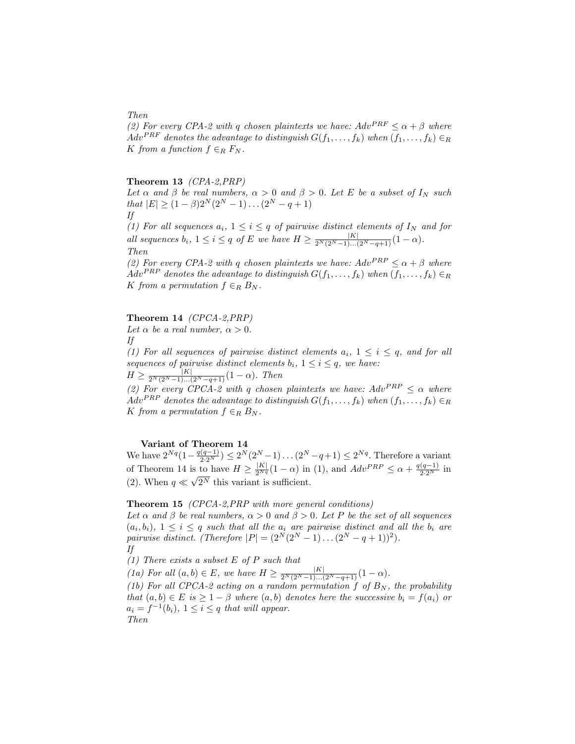*Then*
*(2) For every CPA-2 with q chosen plaintexts we have:* $Adv^{PRF} \leq \alpha + \beta$ *where* $Adv^{PRF}$ *denotes the advantage to distinguish* $G(f_1, \ldots, f_k)$ *when* $(f_1, \ldots, f_k) \in_R K$ *from a function* $f \in_R F_N$*.*

**Theorem 13** *(CPA-2,PRP)*
*Let* $\alpha$ *and* $\beta$ *be real numbers,* $\alpha > 0$ *and* $\beta > 0$*. Let* $E$ *be a subset of* $I_N$ *such that* $|E| \geq (1 - \beta)2^N(2^N - 1) \ldots (2^N - q + 1)$
*If*
*(1) For all sequences* $a_i$*,* $1 \leq i \leq q$ *of pairwise distinct elements of* $I_N$ *and for all sequences* $b_i$*,* $1 \leq i \leq q$ *of* $E$ *we have* $H \geq \frac{|K|}{2^N(2^N-1)\ldots(2^N-q+1)}(1 - \alpha)$*.*
*Then*
*(2) For every CPA-2 with q chosen plaintexts we have:* $Adv^{PRP} \leq \alpha + \beta$ *where* $Adv^{PRP}$ *denotes the advantage to distinguish* $G(f_1, \ldots, f_k)$ *when* $(f_1, \ldots, f_k) \in_R K$ *from a permutation* $f \in_R B_N$*.*

**Theorem 14** *(CPCA-2,PRP)*
*Let* $\alpha$ *be a real number,* $\alpha > 0$*.*
*If*
*(1) For all sequences of pairwise distinct elements* $a_i$*,* $1 \leq i \leq q$*, and for all sequences of pairwise distinct elements* $b_i$*,* $1 \leq i \leq q$*, we have:*
$H \geq \frac{|K|}{2^N(2^N-1)\ldots(2^N-q+1)}(1 - \alpha)$*. Then*
*(2) For every CPCA-2 with q chosen plaintexts we have:* $Adv^{PRP} \leq \alpha$ *where* $Adv^{PRP}$ *denotes the advantage to distinguish* $G(f_1, \ldots, f_k)$ *when* $(f_1, \ldots, f_k) \in_R K$ *from a permutation* $f \in_R B_N$*.*

**Variant of Theorem 14**
We have $2^{Nq}(1 - \frac{q(q-1)}{2 \cdot 2^N}) \leq 2^N(2^N - 1) \ldots (2^N - q + 1) \leq 2^{Nq}$. Therefore a variant of Theorem 14 is to have $H \geq \frac{|K|}{2^{Nq}}(1 - \alpha)$ in (1), and $Adv^{PRP} \leq \alpha + \frac{q(q-1)}{2 \cdot 2^N}$ in (2). When $q \ll \sqrt{2^N}$ this variant is sufficient.

**Theorem 15** *(CPCA-2,PRP with more general conditions)*
*Let* $\alpha$ *and* $\beta$ *be real numbers,* $\alpha > 0$ *and* $\beta > 0$*. Let* $P$ *be the set of all sequences* $(a_i, b_i)$*,* $1 \leq i \leq q$ *such that all the* $a_i$ *are pairwise distinct and all the* $b_i$ *are pairwise distinct. (Therefore* $|P| = (2^N(2^N - 1) \ldots (2^N - q + 1))^2$*).*
*If*
*(1) There exists a subset* $E$ *of* $P$ *such that*
*(1a) For all* $(a, b) \in E$*, we have* $H \geq \frac{|K|}{2^N(2^N-1)\ldots(2^N-q+1)}(1 - \alpha)$*.*
*(1b) For all CPCA-2 acting on a random permutation* $f$ *of* $B_N$*, the probability that* $(a, b) \in E$ *is* $\geq 1 - \beta$ *where* $(a, b)$ *denotes here the successive* $b_i = f(a_i)$ *or* $a_i = f^{-1}(b_i)$*,* $1 \leq i \leq q$ *that will appear.*
*Then*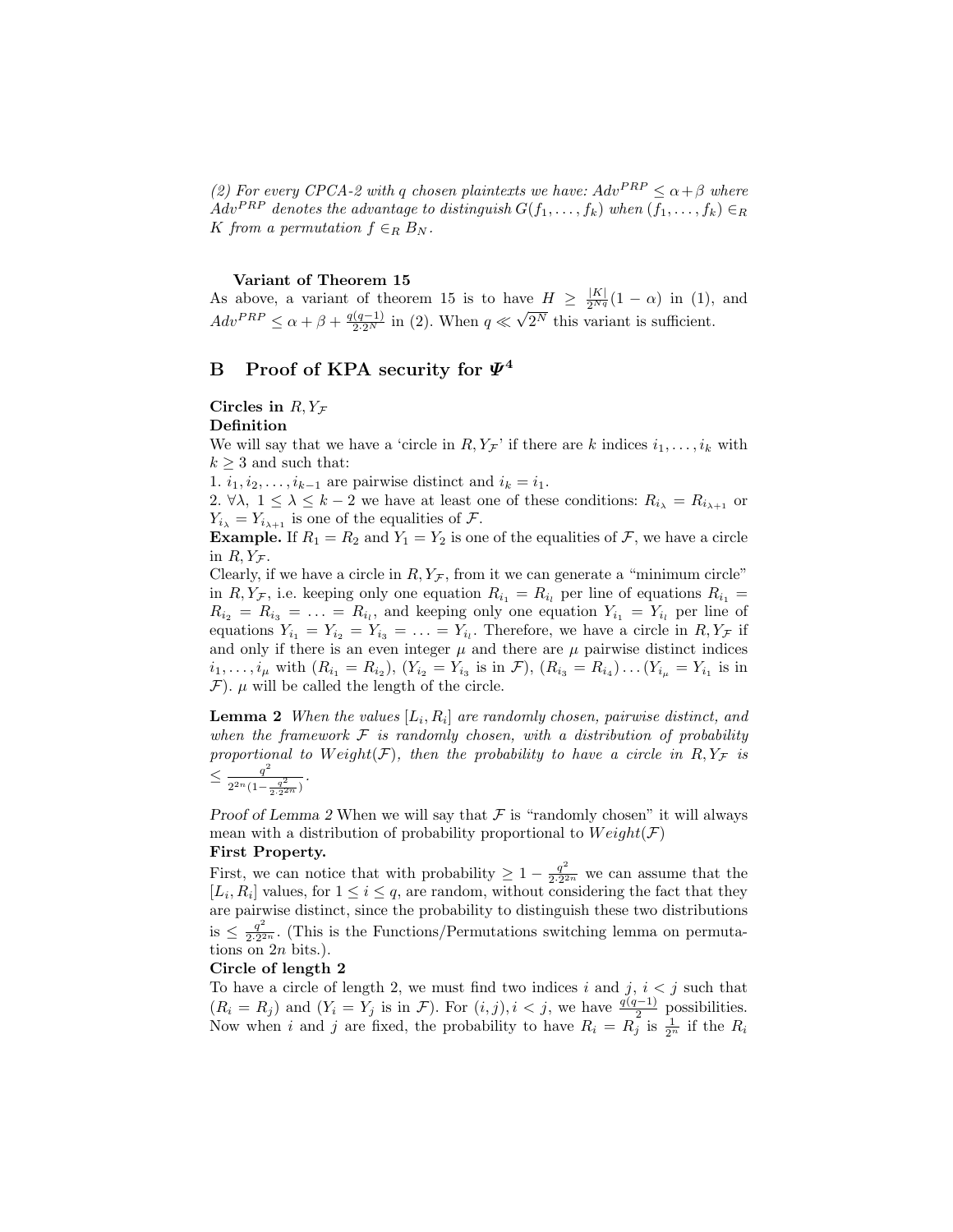*(2) For every CPCA-2 with q chosen plaintexts we have: $Adv^{PRP} \leq \alpha + \beta$ where $Adv^{PRP}$ denotes the advantage to distinguish $G(f_1, \ldots, f_k)$ when $(f_1, \ldots, f_k) \in_R K$ from a permutation $f \in_R B_N$.*

**Variant of Theorem 15**

As above, a variant of theorem 15 is to have $H \geq \frac{|K|}{2^{Nq}}(1-\alpha)$ in (1), and $Adv^{PRP} \leq \alpha + \beta + \frac{q(q-1)}{2 \cdot 2^N}$ in (2). When $q \ll \sqrt{2^N}$ this variant is sufficient.

## B Proof of KPA security for $\Psi^4$

**Circles in $R, Y_{\mathcal{F}}$**

**Definition**

We will say that we have a 'circle in $R, Y_{\mathcal{F}}$' if there are $k$ indices $i_1, \ldots, i_k$ with $k \geq 3$ and such that:

1. $i_1, i_2, \ldots, i_{k-1}$ are pairwise distinct and $i_k = i_1$.
2. $\forall \lambda,\ 1 \leq \lambda \leq k-2$ we have at least one of these conditions: $R_{i_\lambda} = R_{i_{\lambda+1}}$ or $Y_{i_\lambda} = Y_{i_{\lambda+1}}$ is one of the equalities of $\mathcal{F}$.

**Example.** If $R_1 = R_2$ and $Y_1 = Y_2$ is one of the equalities of $\mathcal{F}$, we have a circle in $R, Y_{\mathcal{F}}$.

Clearly, if we have a circle in $R, Y_{\mathcal{F}}$, from it we can generate a "minimum circle" in $R, Y_{\mathcal{F}}$, i.e. keeping only one equation $R_{i_1} = R_{i_l}$ per line of equations $R_{i_1} = R_{i_2} = R_{i_3} = \ldots = R_{i_l}$, and keeping only one equation $Y_{i_1} = Y_{i_l}$ per line of equations $Y_{i_1} = Y_{i_2} = Y_{i_3} = \ldots = Y_{i_l}$. Therefore, we have a circle in $R, Y_{\mathcal{F}}$ if and only if there is an even integer $\mu$ and there are $\mu$ pairwise distinct indices $i_1, \ldots, i_\mu$ with $(R_{i_1} = R_{i_2})$, ($Y_{i_2} = Y_{i_3}$ is in $\mathcal{F}$), $(R_{i_3} = R_{i_4}) \ldots$ ($Y_{i_\mu} = Y_{i_1}$ is in $\mathcal{F}$). $\mu$ will be called the length of the circle.

**Lemma 2** *When the values $[L_i, R_i]$ are randomly chosen, pairwise distinct, and when the framework $\mathcal{F}$ is randomly chosen, with a distribution of probability proportional to $Weight(\mathcal{F})$, then the probability to have a circle in $R, Y_{\mathcal{F}}$ is $\leq \frac{q^2}{2^{2n}(1-\frac{q^2}{2 \cdot 2^{2n}})}$.*

*Proof of Lemma 2* When we will say that $\mathcal{F}$ is "randomly chosen" it will always mean with a distribution of probability proportional to $Weight(\mathcal{F})$

**First Property.**

First, we can notice that with probability $\geq 1 - \frac{q^2}{2 \cdot 2^{2n}}$ we can assume that the $[L_i, R_i]$ values, for $1 \leq i \leq q$, are random, without considering the fact that they are pairwise distinct, since the probability to distinguish these two distributions is $\leq \frac{q^2}{2 \cdot 2^{2n}}$. (This is the Functions/Permutations switching lemma on permutations on $2n$ bits.).

**Circle of length 2**

To have a circle of length 2, we must find two indices $i$ and $j$, $i < j$ such that $(R_i = R_j)$ and ($Y_i = Y_j$ is in $\mathcal{F}$). For $(i,j), i < j$, we have $\frac{q(q-1)}{2}$ possibilities. Now when $i$ and $j$ are fixed, the probability to have $R_i = R_j$ is $\frac{1}{2^n}$ if the $R_i$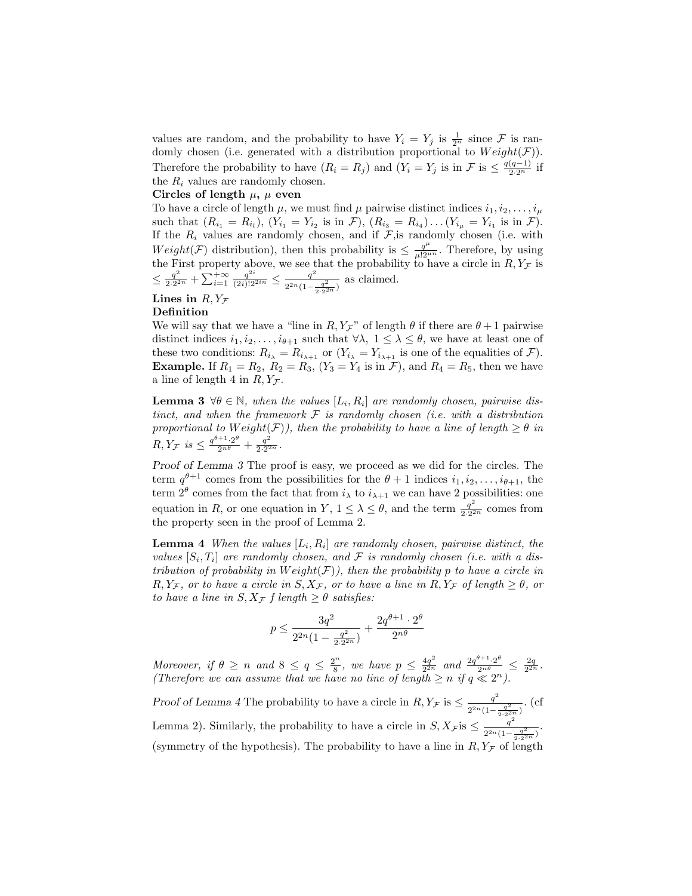values are random, and the probability to have $Y_i = Y_j$ is $\frac{1}{2^n}$ since $\mathcal{F}$ is randomly chosen (i.e. generated with a distribution proportional to $Weight(\mathcal{F})$). Therefore the probability to have ($R_i = R_j$) and ($Y_i = Y_j$ is in $\mathcal{F}$ is $\leq \frac{q(q-1)}{2\cdot 2^n}$ if the $R_i$ values are randomly chosen.

**Circles of length $\mu$, $\mu$ even**

To have a circle of length $\mu$, we must find $\mu$ pairwise distinct indices $i_1, i_2, \ldots, i_\mu$ such that ($R_{i_1} = R_{i_l}$), ($Y_{i_1} = Y_{i_2}$ is in $\mathcal{F}$), ($R_{i_3} = R_{i_4}$)...($Y_{i_\mu} = Y_{i_1}$ is in $\mathcal{F}$). If the $R_i$ values are randomly chosen, and if $\mathcal{F}$,is randomly chosen (i.e. with $Weight(\mathcal{F})$ distribution), then this probability is $\leq \frac{q^\mu}{\mu! 2^{\mu n}}$. Therefore, by using the First property above, we see that the probability to have a circle in $R, Y_\mathcal{F}$ is $\leq \frac{q^2}{2\cdot 2^{2n}} + \sum_{i=1}^{+\infty} \frac{q^{2i}}{(2i)! 2^{2in}} \leq \frac{q^2}{2^{2n}(1-\frac{q^2}{2\cdot 2^{2n}})}$ as claimed.

**Lines in $R, Y_\mathcal{F}$**

**Definition**

We will say that we have a "line in $R, Y_\mathcal{F}$" of length $\theta$ if there are $\theta+1$ pairwise distinct indices $i_1, i_2, \ldots, i_{\theta+1}$ such that $\forall \lambda$, $1 \leq \lambda \leq \theta$, we have at least one of these two conditions: $R_{i_\lambda} = R_{i_{\lambda+1}}$ or ($Y_{i_\lambda} = Y_{i_{\lambda+1}}$ is one of the equalities of $\mathcal{F}$).

**Example.** If $R_1 = R_2$, $R_2 = R_3$, ($Y_3 = Y_4$ is in $\mathcal{F}$), and $R_4 = R_5$, then we have a line of length 4 in $R, Y_\mathcal{F}$.

**Lemma 3** *$\forall \theta \in \mathbb{N}$, when the values $[L_i, R_i]$ are randomly chosen, pairwise distinct, and when the framework $\mathcal{F}$ is randomly chosen (i.e. with a distribution proportional to $Weight(\mathcal{F})$), then the probability to have a line of length $\geq \theta$ in $R, Y_\mathcal{F}$ is $\leq \frac{q^{\theta+1}\cdot 2^\theta}{2^{n\theta}} + \frac{q^2}{2\cdot 2^{2n}}$.*

*Proof of Lemma 3* The proof is easy, we proceed as we did for the circles. The term $q^{\theta+1}$ comes from the possibilities for the $\theta+1$ indices $i_1, i_2, \ldots, i_{\theta+1}$, the term $2^\theta$ comes from the fact that from $i_\lambda$ to $i_{\lambda+1}$ we can have 2 possibilities: one equation in $R$, or one equation in $Y$, $1 \leq \lambda \leq \theta$, and the term $\frac{q^2}{2\cdot 2^{2n}}$ comes from the property seen in the proof of Lemma 2.

**Lemma 4** *When the values $[L_i, R_i]$ are randomly chosen, pairwise distinct, the values $[S_i, T_i]$ are randomly chosen, and $\mathcal{F}$ is randomly chosen (i.e. with a distribution of probability in $Weight(\mathcal{F})$), then the probability $p$ to have a circle in $R, Y_\mathcal{F}$, or to have a circle in $S, X_\mathcal{F}$, or to have a line in $R, Y_\mathcal{F}$ of length $\geq \theta$, or to have a line in $S, X_\mathcal{F}$ f length $\geq \theta$ satisfies:*

$$p \leq \frac{3q^2}{2^{2n}(1-\frac{q^2}{2\cdot 2^{2n}})} + \frac{2q^{\theta+1}\cdot 2^\theta}{2^{n\theta}}$$

*Moreover, if $\theta \geq n$ and $8 \leq q \leq \frac{2^n}{8}$, we have $p \leq \frac{4q^2}{2^{2n}}$ and $\frac{2q^{\theta+1}\cdot 2^\theta}{2^{n\theta}} \leq \frac{2q}{2^{2n}}$. (Therefore we can assume that we have no line of length $\geq n$ if $q \ll 2^n$).*

*Proof of Lemma 4* The probability to have a circle in $R, Y_\mathcal{F}$ is $\leq \frac{q^2}{2^{2n}(1-\frac{q^2}{2\cdot 2^{2n}})}$. (cf Lemma 2). Similarly, the probability to have a circle in $S, X_\mathcal{F}$is $\leq \frac{q^2}{2^{2n}(1-\frac{q^2}{2\cdot 2^{2n}})}$. (symmetry of the hypothesis). The probability to have a line in $R, Y_\mathcal{F}$ of length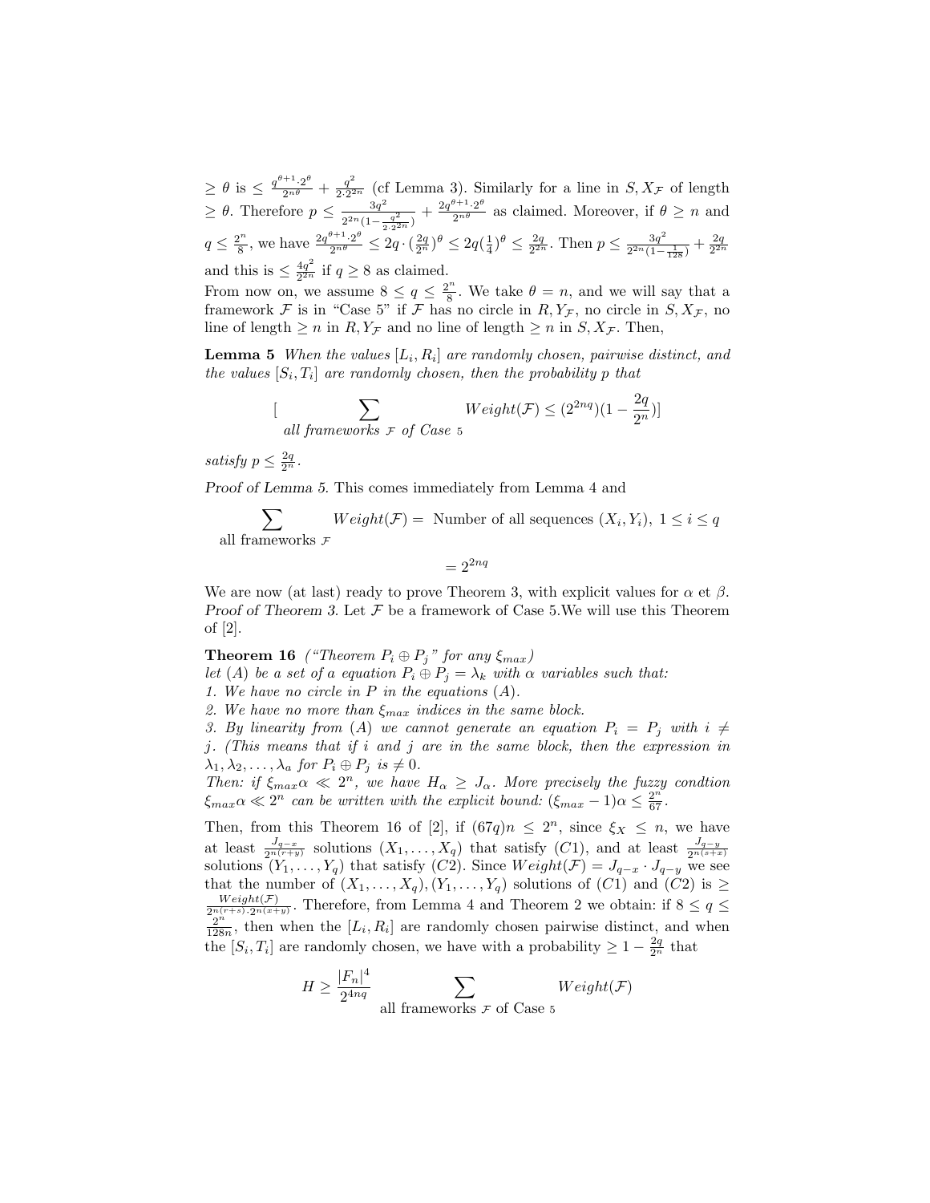$\geq \theta$ is $\leq \frac{q^{\theta+1} \cdot 2^\theta}{2^{n\theta}} + \frac{q^2}{2 \cdot 2^{2n}}$ (cf Lemma 3). Similarly for a line in $S, X_{\mathcal{F}}$ of length $\geq \theta$. Therefore $p \leq \frac{3q^2}{2^{2n}(1-\frac{q^2}{2 \cdot 2^{2n}})} + \frac{2q^{\theta+1} \cdot 2^\theta}{2^{n\theta}}$ as claimed. Moreover, if $\theta \geq n$ and $q \leq \frac{2^n}{8}$, we have $\frac{2q^{\theta+1} \cdot 2^\theta}{2^{n\theta}} \leq 2q \cdot (\frac{2q}{2^n})^\theta \leq 2q(\frac{1}{4})^\theta \leq \frac{2q}{2^{2n}}$. Then $p \leq \frac{3q^2}{2^{2n}(1-\frac{1}{128})} + \frac{2q}{2^{2n}}$ and this is $\leq \frac{4q^2}{2^{2n}}$ if $q \geq 8$ as claimed.

From now on, we assume $8 \leq q \leq \frac{2^n}{8}$. We take $\theta = n$, and we will say that a framework $\mathcal{F}$ is in "Case 5" if $\mathcal{F}$ has no circle in $R, Y_{\mathcal{F}}$, no circle in $S, X_{\mathcal{F}}$, no line of length $\geq n$ in $R, Y_{\mathcal{F}}$ and no line of length $\geq n$ in $S, X_{\mathcal{F}}$. Then,

**Lemma 5** *When the values $[L_i, R_i]$ are randomly chosen, pairwise distinct, and the values $[S_i, T_i]$ are randomly chosen, then the probability $p$ that*

$$[\sum_{\text{all frameworks } \mathcal{F} \text{ of Case 5}} Weight(\mathcal{F}) \leq (2^{2nq})(1 - \frac{2q}{2^n})]$$

*satisfy $p \leq \frac{2q}{2^n}$.*

*Proof of Lemma 5.* This comes immediately from Lemma 4 and

$$\sum_{\text{all frameworks } \mathcal{F}} Weight(\mathcal{F}) = \text{ Number of all sequences } (X_i, Y_i),\ 1 \leq i \leq q$$

$$= 2^{2nq}$$

We are now (at last) ready to prove Theorem 3, with explicit values for $\alpha$ et $\beta$.

*Proof of Theorem 3.* Let $\mathcal{F}$ be a framework of Case 5.We will use this Theorem of [2].

**Theorem 16** *("Theorem $P_i \oplus P_j$" for any $\xi_{max}$)*
*let (A) be a set of a equation $P_i \oplus P_j = \lambda_k$ with $\alpha$ variables such that:*
*1. We have no circle in $P$ in the equations (A).*
*2. We have no more than $\xi_{max}$ indices in the same block.*
*3. By linearity from (A) we cannot generate an equation $P_i = P_j$ with $i \neq j$. (This means that if $i$ and $j$ are in the same block, then the expression in $\lambda_1, \lambda_2, \ldots, \lambda_a$ for $P_i \oplus P_j$ is $\neq 0$.*
*Then: if $\xi_{max}\alpha \ll 2^n$, we have $H_\alpha \geq J_\alpha$. More precisely the fuzzy condtion $\xi_{max}\alpha \ll 2^n$ can be written with the explicit bound: $(\xi_{max} - 1)\alpha \leq \frac{2^n}{67}$.*

Then, from this Theorem 16 of [2], if $(67q)n \leq 2^n$, since $\xi_X \leq n$, we have at least $\frac{J_{q-x}}{2^{n(r+y)}}$ solutions $(X_1, \ldots, X_q)$ that satisfy $(C1)$, and at least $\frac{J_{q-y}}{2^{n(s+x)}}$ solutions $(Y_1, \ldots, Y_q)$ that satisfy $(C2)$. Since $Weight(\mathcal{F}) = J_{q-x} \cdot J_{q-y}$ we see that the number of $(X_1, \ldots, X_q), (Y_1, \ldots, Y_q)$ solutions of $(C1)$ and $(C2)$ is $\geq \frac{Weight(\mathcal{F})}{2^{n(r+s)} \cdot 2^{n(x+y)}}$. Therefore, from Lemma 4 and Theorem 2 we obtain: if $8 \leq q \leq \frac{2^n}{128n}$, then when the $[L_i, R_i]$ are randomly chosen pairwise distinct, and when the $[S_i, T_i]$ are randomly chosen, we have with a probability $\geq 1 - \frac{2q}{2^n}$ that

$$H \geq \frac{|F_n|^4}{2^{4nq}} \sum_{\text{all frameworks } \mathcal{F} \text{ of Case 5}} Weight(\mathcal{F})$$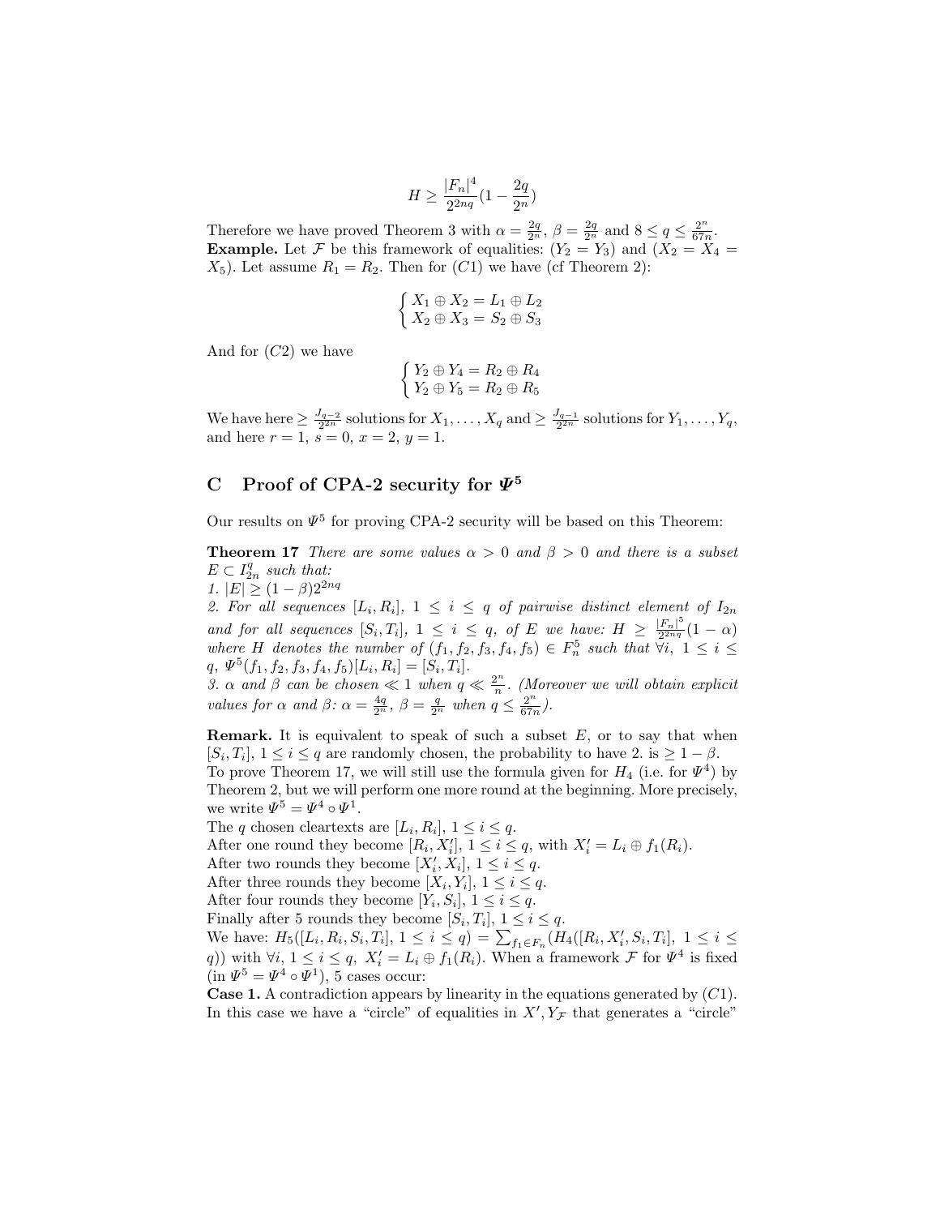$$H \geq \frac{|F_n|^4}{2^{2nq}}(1 - \frac{2q}{2^n})$$

Therefore we have proved Theorem 3 with $\alpha = \frac{2q}{2^n}$, $\beta = \frac{2q}{2^n}$ and $8 \leq q \leq \frac{2^n}{67n}$.

**Example.** Let $\mathcal{F}$ be this framework of equalities: $(Y_2 = Y_3)$ and $(X_2 = X_4 = X_5)$. Let assume $R_1 = R_2$. Then for $(C1)$ we have (cf Theorem 2):

$$\begin{cases} X_1 \oplus X_2 = L_1 \oplus L_2 \\ X_2 \oplus X_3 = S_2 \oplus S_3 \end{cases}$$

And for $(C2)$ we have

$$\begin{cases} Y_2 \oplus Y_4 = R_2 \oplus R_4 \\ Y_2 \oplus Y_5 = R_2 \oplus R_5 \end{cases}$$

We have here $\geq \frac{J_{q-2}}{2^{2n}}$ solutions for $X_1, \ldots, X_q$ and $\geq \frac{J_{q-1}}{2^{2n}}$ solutions for $Y_1, \ldots, Y_q$, and here $r = 1$, $s = 0$, $x = 2$, $y = 1$.

## C Proof of CPA-2 security for $\Psi^5$

Our results on $\Psi^5$ for proving CPA-2 security will be based on this Theorem:

**Theorem 17** *There are some values $\alpha > 0$ and $\beta > 0$ and there is a subset $E \subset I_{2n}^q$ such that:*
*1. $|E| \geq (1 - \beta)2^{2nq}$*
*2. For all sequences $[L_i, R_i]$, $1 \leq i \leq q$ of pairwise distinct element of $I_{2n}$ and for all sequences $[S_i, T_i]$, $1 \leq i \leq q$, of $E$ we have: $H \geq \frac{|F_n|^5}{2^{2nq}}(1 - \alpha)$ where $H$ denotes the number of $(f_1, f_2, f_3, f_4, f_5) \in F_n^5$ such that $\forall i$, $1 \leq i \leq q$, $\Psi^5(f_1, f_2, f_3, f_4, f_5)[L_i, R_i] = [S_i, T_i]$.*
*3. $\alpha$ and $\beta$ can be chosen $\ll 1$ when $q \ll \frac{2^n}{n}$. (Moreover we will obtain explicit values for $\alpha$ and $\beta$: $\alpha = \frac{4q}{2^n}$, $\beta = \frac{q}{2^n}$ when $q \leq \frac{2^n}{67n}$).*

**Remark.** It is equivalent to speak of such a subset $E$, or to say that when $[S_i, T_i]$, $1 \leq i \leq q$ are randomly chosen, the probability to have 2. is $\geq 1 - \beta$.
To prove Theorem 17, we will still use the formula given for $H_4$ (i.e. for $\Psi^4$) by Theorem 2, but we will perform one more round at the beginning. More precisely, we write $\Psi^5 = \Psi^4 \circ \Psi^1$.
The $q$ chosen cleartexts are $[L_i, R_i]$, $1 \leq i \leq q$.
After one round they become $[R_i, X'_i]$, $1 \leq i \leq q$, with $X'_i = L_i \oplus f_1(R_i)$.
After two rounds they become $[X'_i, X_i]$, $1 \leq i \leq q$.
After three rounds they become $[X_i, Y_i]$, $1 \leq i \leq q$.
After four rounds they become $[Y_i, S_i]$, $1 \leq i \leq q$.
Finally after 5 rounds they become $[S_i, T_i]$, $1 \leq i \leq q$.
We have: $H_5([L_i, R_i, S_i, T_i], 1 \leq i \leq q) = \sum_{f_1 \in F_n}(H_4([R_i, X'_i, S_i, T_i], 1 \leq i \leq q))$ with $\forall i, 1 \leq i \leq q$, $X'_i = L_i \oplus f_1(R_i)$. When a framework $\mathcal{F}$ for $\Psi^4$ is fixed (in $\Psi^5 = \Psi^4 \circ \Psi^1$), 5 cases occur:
**Case 1.** A contradiction appears by linearity in the equations generated by $(C1)$. In this case we have a "circle" of equalities in $X', Y_{\mathcal{F}}$ that generates a "circle"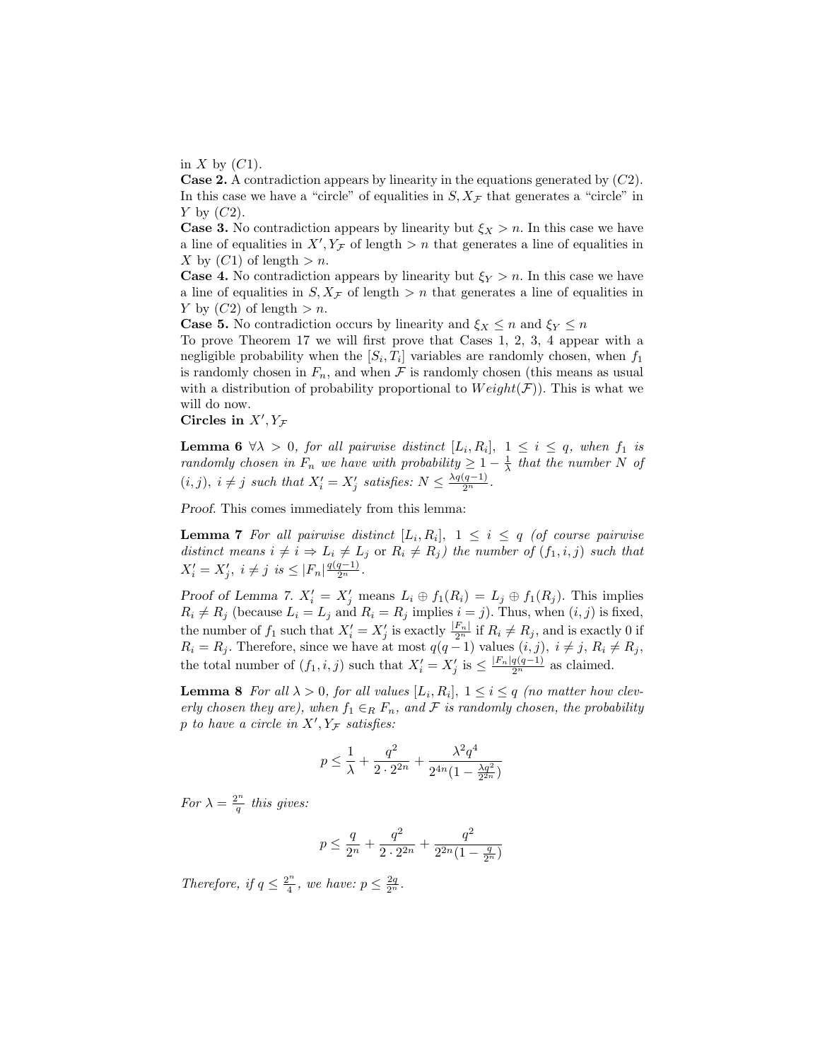in $X$ by $(C1)$.

**Case 2.** A contradiction appears by linearity in the equations generated by $(C2)$. In this case we have a "circle" of equalities in $S, X_{\mathcal{F}}$ that generates a "circle" in $Y$ by $(C2)$.

**Case 3.** No contradiction appears by linearity but $\xi_X > n$. In this case we have a line of equalities in $X', Y_{\mathcal{F}}$ of length $> n$ that generates a line of equalities in $X$ by $(C1)$ of length $> n$.

**Case 4.** No contradiction appears by linearity but $\xi_Y > n$. In this case we have a line of equalities in $S, X_{\mathcal{F}}$ of length $> n$ that generates a line of equalities in $Y$ by $(C2)$ of length $> n$.

**Case 5.** No contradiction occurs by linearity and $\xi_X \leq n$ and $\xi_Y \leq n$

To prove Theorem 17 we will first prove that Cases 1, 2, 3, 4 appear with a negligible probability when the $[S_i, T_i]$ variables are randomly chosen, when $f_1$ is randomly chosen in $F_n$, and when $\mathcal{F}$ is randomly chosen (this means as usual with a distribution of probability proportional to $Weight(\mathcal{F})$). This is what we will do now.

**Circles in $X', Y_{\mathcal{F}}$**

**Lemma 6** *$\forall \lambda > 0$, for all pairwise distinct $[L_i, R_i]$, $1 \leq i \leq q$, when $f_1$ is randomly chosen in $F_n$ we have with probability $\geq 1 - \frac{1}{\lambda}$ that the number $N$ of $(i, j)$, $i \neq j$ such that $X'_i = X'_j$ satisfies: $N \leq \frac{\lambda q(q-1)}{2^n}$.*

*Proof.* This comes immediately from this lemma:

**Lemma 7** *For all pairwise distinct $[L_i, R_i]$, $1 \leq i \leq q$ (of course pairwise distinct means $i \neq i \Rightarrow L_i \neq L_j$ or $R_i \neq R_j$) the number of $(f_1, i, j)$ such that $X'_i = X'_j$, $i \neq j$ is $\leq |F_n| \frac{q(q-1)}{2^n}$.*

*Proof of Lemma 7.* $X'_i = X'_j$ means $L_i \oplus f_1(R_i) = L_j \oplus f_1(R_j)$. This implies $R_i \neq R_j$ (because $L_i = L_j$ and $R_i = R_j$ implies $i = j$). Thus, when $(i, j)$ is fixed, the number of $f_1$ such that $X'_i = X'_j$ is exactly $\frac{|F_n|}{2^n}$ if $R_i \neq R_j$, and is exactly 0 if $R_i = R_j$. Therefore, since we have at most $q(q-1)$ values $(i, j)$, $i \neq j$, $R_i \neq R_j$, the total number of $(f_1, i, j)$ such that $X'_i = X'_j$ is $\leq \frac{|F_n| q(q-1)}{2^n}$ as claimed.

**Lemma 8** *For all $\lambda > 0$, for all values $[L_i, R_i]$, $1 \leq i \leq q$ (no matter how cleverly chosen they are), when $f_1 \in_R F_n$, and $\mathcal{F}$ is randomly chosen, the probability $p$ to have a circle in $X', Y_{\mathcal{F}}$ satisfies:*

$$p \leq \frac{1}{\lambda} + \frac{q^2}{2 \cdot 2^{2n}} + \frac{\lambda^2 q^4}{2^{4n}(1 - \frac{\lambda q^2}{2^{2n}})}$$

*For $\lambda = \frac{2^n}{q}$ this gives:*

$$p \leq \frac{q}{2^n} + \frac{q^2}{2 \cdot 2^{2n}} + \frac{q^2}{2^{2n}(1 - \frac{q}{2^n})}$$

*Therefore, if $q \leq \frac{2^n}{4}$, we have: $p \leq \frac{2q}{2^n}$.*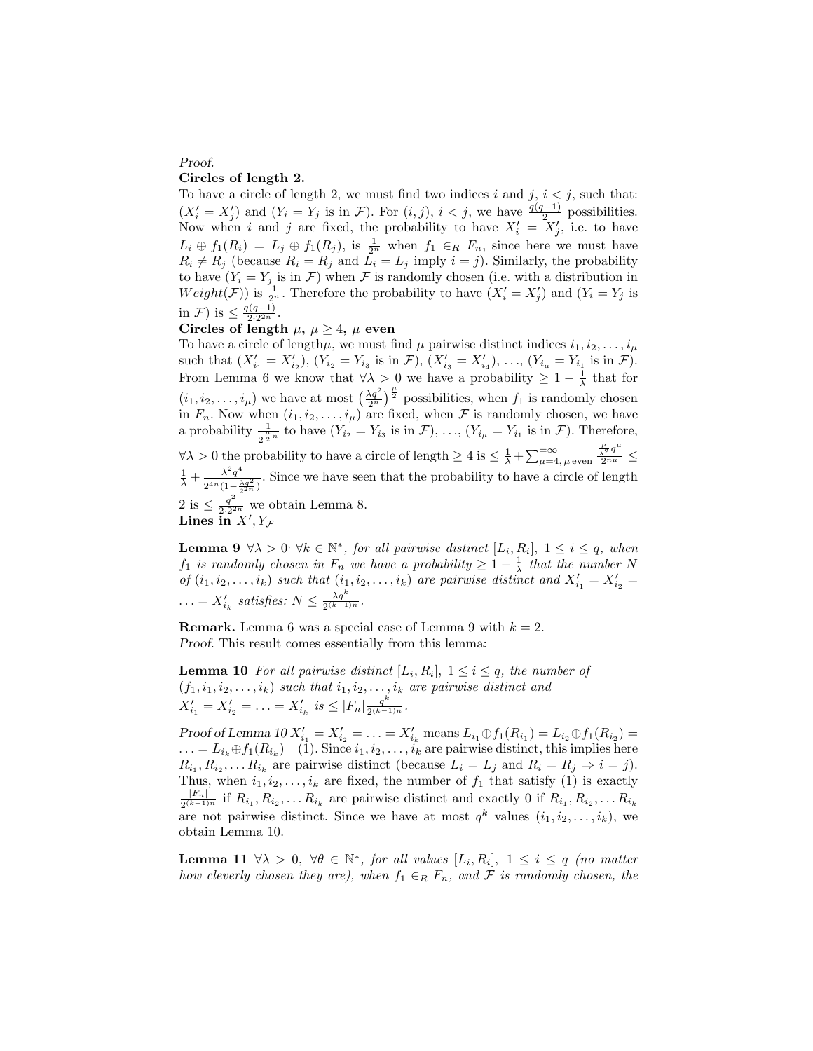*Proof.*

**Circles of length 2.**

To have a circle of length 2, we must find two indices $i$ and $j$, $i < j$, such that: $(X'_i = X'_j)$ and ($Y_i = Y_j$ is in $\mathcal{F}$). For $(i,j)$, $i < j$, we have $\frac{q(q-1)}{2}$ possibilities. Now when $i$ and $j$ are fixed, the probability to have $X'_i = X'_j$, i.e. to have $L_i \oplus f_1(R_i) = L_j \oplus f_1(R_j)$, is $\frac{1}{2^n}$ when $f_1 \in_R F_n$, since here we must have $R_i \neq R_j$ (because $R_i = R_j$ and $L_i = L_j$ imply $i = j$). Similarly, the probability to have ($Y_i = Y_j$ is in $\mathcal{F}$) when $\mathcal{F}$ is randomly chosen (i.e. with a distribution in $Weight(\mathcal{F})$) is $\frac{1}{2^n}$. Therefore the probability to have $(X'_i = X'_j)$ and ($Y_i = Y_j$ is in $\mathcal{F}$) is $\leq \frac{q(q-1)}{2 \cdot 2^{2n}}$.

**Circles of length $\mu$, $\mu \geq 4$, $\mu$ even**

To have a circle of length$\mu$, we must find $\mu$ pairwise distinct indices $i_1, i_2, \ldots, i_\mu$ such that $(X'_{i_1} = X'_{i_2})$, ($Y_{i_2} = Y_{i_3}$ is in $\mathcal{F}$), $(X'_{i_3} = X'_{i_4})$, ..., ($Y_{i_\mu} = Y_{i_1}$ is in $\mathcal{F}$). From Lemma 6 we know that $\forall \lambda > 0$ we have a probability $\geq 1 - \frac{1}{\lambda}$ that for $(i_1, i_2, \ldots, i_\mu)$ we have at most $\left(\frac{\lambda q^2}{2^n}\right)^{\frac{\mu}{2}}$ possibilities, when $f_1$ is randomly chosen in $F_n$. Now when $(i_1, i_2, \ldots, i_\mu)$ are fixed, when $\mathcal{F}$ is randomly chosen, we have a probability $\frac{1}{2^{\frac{\mu}{2}n}}$ to have ($Y_{i_2} = Y_{i_3}$ is in $\mathcal{F}$), ..., ($Y_{i_\mu} = Y_{i_1}$ is in $\mathcal{F}$). Therefore, $\forall \lambda > 0$ the probability to have a circle of length $\geq 4$ is $\leq \frac{1}{\lambda} + \sum_{\mu=4,\, \mu\,\text{even}}^{=\infty} \frac{\lambda^{\frac{\mu}{2}} q^\mu}{2^{n\mu}} \leq \frac{1}{\lambda} + \frac{\lambda^2 q^4}{2^{4n}(1 - \frac{\lambda q^2}{2^{2n}})}$. Since we have seen that the probability to have a circle of length 2 is $\leq \frac{q^2}{2 \cdot 2^{2n}}$ we obtain Lemma 8.

**Lines in $X', Y_{\mathcal{F}}$**

**Lemma 9** *$\forall \lambda > 0$, $\forall k \in \mathbb{N}^*$, for all pairwise distinct $[L_i, R_i]$, $1 \leq i \leq q$, when $f_1$ is randomly chosen in $F_n$ we have a probability $\geq 1 - \frac{1}{\lambda}$ that the number $N$ of $(i_1, i_2, \ldots, i_k)$ such that $(i_1, i_2, \ldots, i_k)$ are pairwise distinct and $X'_{i_1} = X'_{i_2} = \ldots = X'_{i_k}$ satisfies: $N \leq \frac{\lambda q^k}{2^{(k-1)n}}$.*

**Remark.** Lemma 6 was a special case of Lemma 9 with $k = 2$.

*Proof.* This result comes essentially from this lemma:

**Lemma 10** *For all pairwise distinct $[L_i, R_i]$, $1 \leq i \leq q$, the number of $(f_1, i_1, i_2, \ldots, i_k)$ such that $i_1, i_2, \ldots, i_k$ are pairwise distinct and $X'_{i_1} = X'_{i_2} = \ldots = X'_{i_k}$ is $\leq |F_n| \frac{q^k}{2^{(k-1)n}}$.*

*Proof of Lemma 10* $X'_{i_1} = X'_{i_2} = \ldots = X'_{i_k}$ means $L_{i_1} \oplus f_1(R_{i_1}) = L_{i_2} \oplus f_1(R_{i_2}) = \ldots = L_{i_k} \oplus f_1(R_{i_k})$ (1). Since $i_1, i_2, \ldots, i_k$ are pairwise distinct, this implies here $R_{i_1}, R_{i_2}, \ldots R_{i_k}$ are pairwise distinct (because $L_i = L_j$ and $R_i = R_j \Rightarrow i = j$). Thus, when $i_1, i_2, \ldots, i_k$ are fixed, the number of $f_1$ that satisfy (1) is exactly $\frac{|F_n|}{2^{(k-1)n}}$ if $R_{i_1}, R_{i_2}, \ldots R_{i_k}$ are pairwise distinct and exactly 0 if $R_{i_1}, R_{i_2}, \ldots R_{i_k}$ are not pairwise distinct. Since we have at most $q^k$ values $(i_1, i_2, \ldots, i_k)$, we obtain Lemma 10.

**Lemma 11** *$\forall \lambda > 0$, $\forall \theta \in \mathbb{N}^*$, for all values $[L_i, R_i]$, $1 \leq i \leq q$ (no matter how cleverly chosen they are), when $f_1 \in_R F_n$, and $\mathcal{F}$ is randomly chosen, the*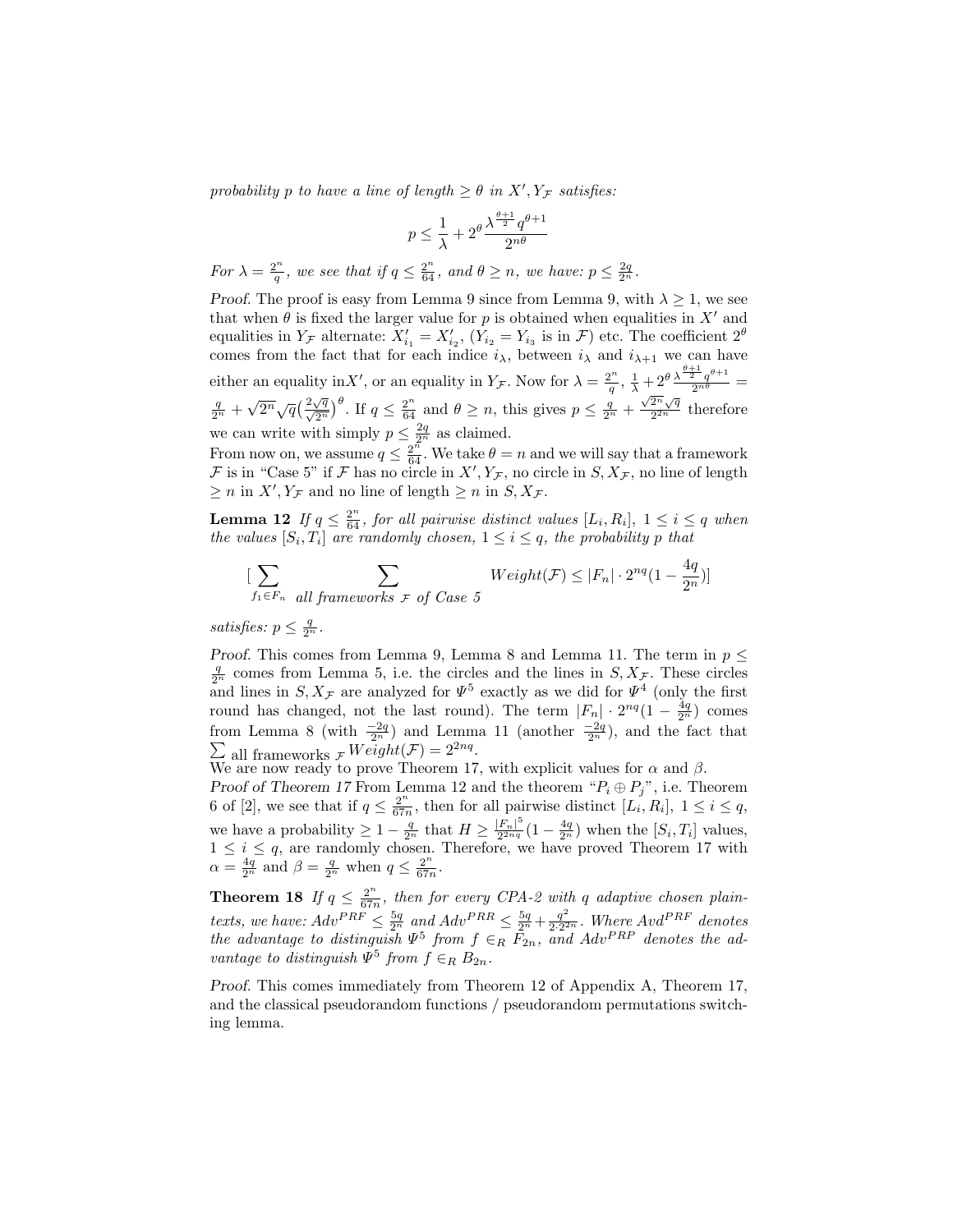*probability $p$ to have a line of length $\geq \theta$ in $X', Y_{\mathcal{F}}$ satisfies:*

$$p \leq \frac{1}{\lambda} + 2^{\theta} \frac{\lambda^{\frac{\theta+1}{2}} q^{\theta+1}}{2^{n\theta}}$$

*For $\lambda = \frac{2^n}{q}$, we see that if $q \leq \frac{2^n}{64}$, and $\theta \geq n$, we have: $p \leq \frac{2q}{2^n}$.*

*Proof.* The proof is easy from Lemma 9 since from Lemma 9, with $\lambda \geq 1$, we see that when $\theta$ is fixed the larger value for $p$ is obtained when equalities in $X'$ and equalities in $Y_{\mathcal{F}}$ alternate: $X'_{i_1} = X'_{i_2}$, ($Y_{i_2} = Y_{i_3}$ is in $\mathcal{F}$) etc. The coefficient $2^{\theta}$ comes from the fact that for each indice $i_{\lambda}$, between $i_{\lambda}$ and $i_{\lambda+1}$ we can have either an equality in$X'$, or an equality in $Y_{\mathcal{F}}$. Now for $\lambda = \frac{2^n}{q}$, $\frac{1}{\lambda} + 2^{\theta} \frac{\lambda^{\frac{\theta+1}{2}} q^{\theta+1}}{2^{n\theta}} = \frac{q}{2^n} + \sqrt{2^n}\sqrt{q}\left(\frac{2\sqrt{q}}{\sqrt{2^n}}\right)^{\theta}$. If $q \leq \frac{2^n}{64}$ and $\theta \geq n$, this gives $p \leq \frac{q}{2^n} + \frac{\sqrt{2^n}\sqrt{q}}{2^{2n}}$ therefore we can write with simply $p \leq \frac{2q}{2^n}$ as claimed.

From now on, we assume $q \leq \frac{2^n}{64}$. We take $\theta = n$ and we will say that a framework $\mathcal{F}$ is in "Case 5" if $\mathcal{F}$ has no circle in $X', Y_{\mathcal{F}}$, no circle in $S, X_{\mathcal{F}}$, no line of length $\geq n$ in $X', Y_{\mathcal{F}}$ and no line of length $\geq n$ in $S, X_{\mathcal{F}}$.

**Lemma 12** *If $q \leq \frac{2^n}{64}$, for all pairwise distinct values $[L_i, R_i]$, $1 \leq i \leq q$ when the values $[S_i, T_i]$ are randomly chosen, $1 \leq i \leq q$, the probability $p$ that*

$$[\sum_{f_1 \in F_n} \sum_{\text{all frameworks } \mathcal{F} \text{ of Case 5}} Weight(\mathcal{F}) \leq |F_n| \cdot 2^{nq}(1 - \frac{4q}{2^n})]$$

*satisfies: $p \leq \frac{q}{2^n}$.*

*Proof.* This comes from Lemma 9, Lemma 8 and Lemma 11. The term in $p \leq \frac{q}{2^n}$ comes from Lemma 5, i.e. the circles and the lines in $S, X_{\mathcal{F}}$. These circles and lines in $S, X_{\mathcal{F}}$ are analyzed for $\Psi^5$ exactly as we did for $\Psi^4$ (only the first round has changed, not the last round). The term $|F_n| \cdot 2^{nq}(1 - \frac{4q}{2^n})$ comes from Lemma 8 (with $\frac{-2q}{2^n}$) and Lemma 11 (another $\frac{-2q}{2^n}$), and the fact that $\sum_{\text{all frameworks } \mathcal{F}} Weight(\mathcal{F}) = 2^{2nq}$.

We are now ready to prove Theorem 17, with explicit values for $\alpha$ and $\beta$.

*Proof of Theorem 17* From Lemma 12 and the theorem "$P_i \oplus P_j$", i.e. Theorem 6 of [2], we see that if $q \leq \frac{2^n}{67n}$, then for all pairwise distinct $[L_i, R_i]$, $1 \leq i \leq q$, we have a probability $\geq 1 - \frac{q}{2^n}$ that $H \geq \frac{|F_n|^5}{2^{2nq}}(1 - \frac{4q}{2^n})$ when the $[S_i, T_i]$ values, $1 \leq i \leq q$, are randomly chosen. Therefore, we have proved Theorem 17 with $\alpha = \frac{4q}{2^n}$ and $\beta = \frac{q}{2^n}$ when $q \leq \frac{2^n}{67n}$.

**Theorem 18** *If $q \leq \frac{2^n}{67n}$, then for every CPA-2 with $q$ adaptive chosen plaintexts, we have: $Adv^{PRF} \leq \frac{5q}{2^n}$ and $Adv^{PRR} \leq \frac{5q}{2^n} + \frac{q^2}{2 \cdot 2^{2n}}$. Where $Avd^{PRF}$ denotes the advantage to distinguish $\Psi^5$ from $f \in_R F_{2n}$, and $Adv^{PRP}$ denotes the advantage to distinguish $\Psi^5$ from $f \in_R B_{2n}$.*

*Proof.* This comes immediately from Theorem 12 of Appendix A, Theorem 17, and the classical pseudorandom functions / pseudorandom permutations switching lemma.